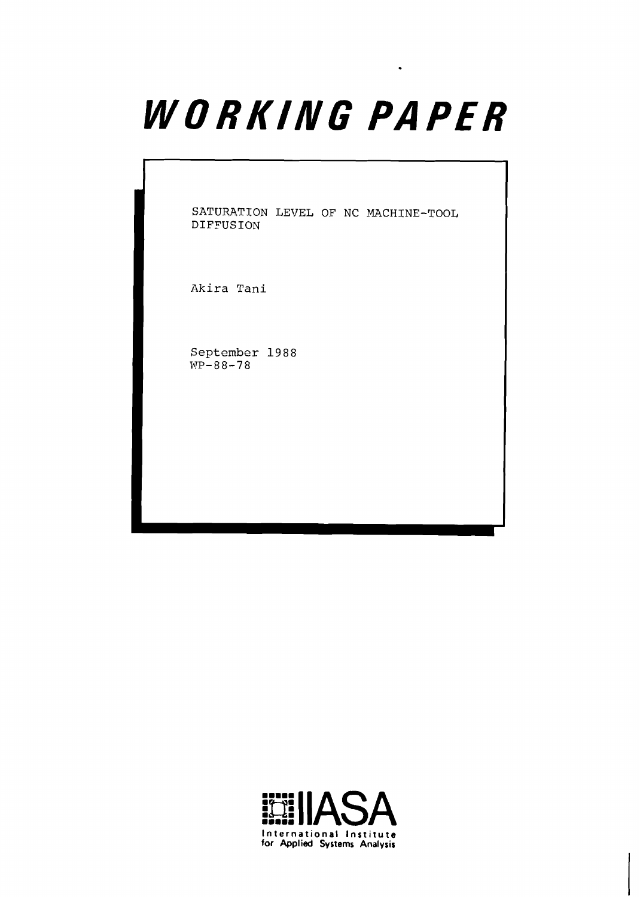# WORKING PAPER

SATURATION LEVEL OF NC MACHINE-TOOL DIFFUSION

Akira Tani

September 1988
WP-88-78

IIASA
International Institute for Applied Systems Analysis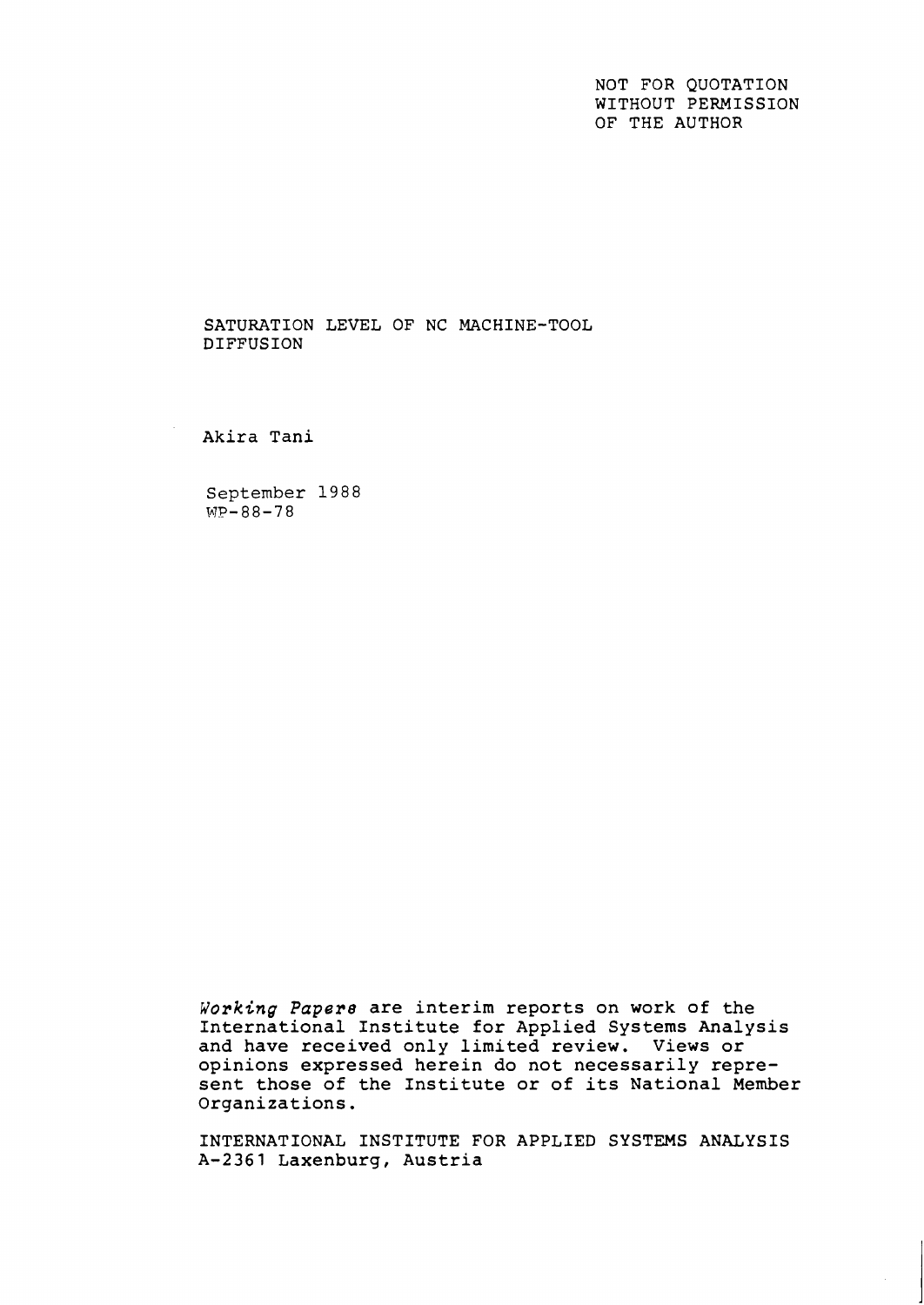NOT FOR QUOTATION
WITHOUT PERMISSION
OF THE AUTHOR

# SATURATION LEVEL OF NC MACHINE-TOOL DIFFUSION

Akira Tani

September 1988
WP-88-78

*Working Papers* are interim reports on work of the International Institute for Applied Systems Analysis and have received only limited review. Views or opinions expressed herein do not necessarily represent those of the Institute or of its National Member Organizations.

INTERNATIONAL INSTITUTE FOR APPLIED SYSTEMS ANALYSIS
A-2361 Laxenburg, Austria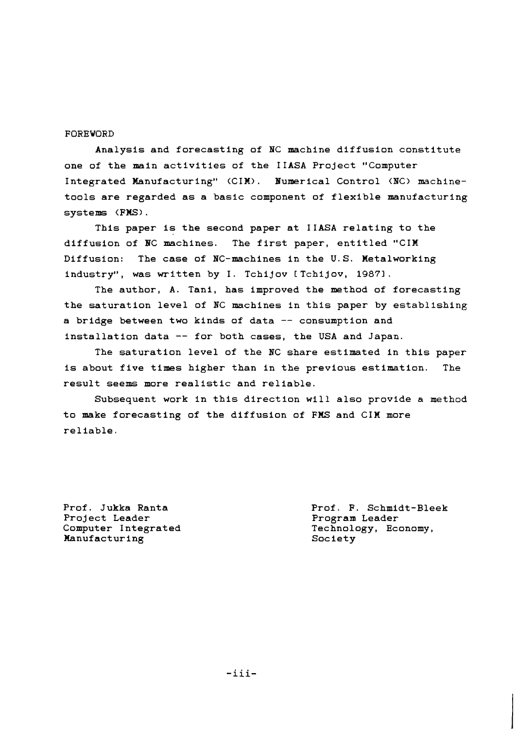## FOREWORD

Analysis and forecasting of NC machine diffusion constitute one of the main activities of the IIASA Project "Computer Integrated Manufacturing" (CIM). Numerical Control (NC) machine-tools are regarded as a basic component of flexible manufacturing systems (FMS).

This paper is the second paper at IIASA relating to the diffusion of NC machines. The first paper, entitled "CIM Diffusion: The case of NC-machines in the U.S. Metalworking industry", was written by I. Tchijov [Tchijov, 1987].

The author, A. Tani, has improved the method of forecasting the saturation level of NC machines in this paper by establishing a bridge between two kinds of data -- consumption and installation data -- for both cases, the USA and Japan.

The saturation level of the NC share estimated in this paper is about five times higher than in the previous estimation. The result seems more realistic and reliable.

Subsequent work in this direction will also provide a method to make forecasting of the diffusion of FMS and CIM more reliable.

Prof. Jukka Ranta
Project Leader
Computer Integrated Manufacturing

Prof. F. Schmidt-Bleek
Program Leader
Technology, Economy, Society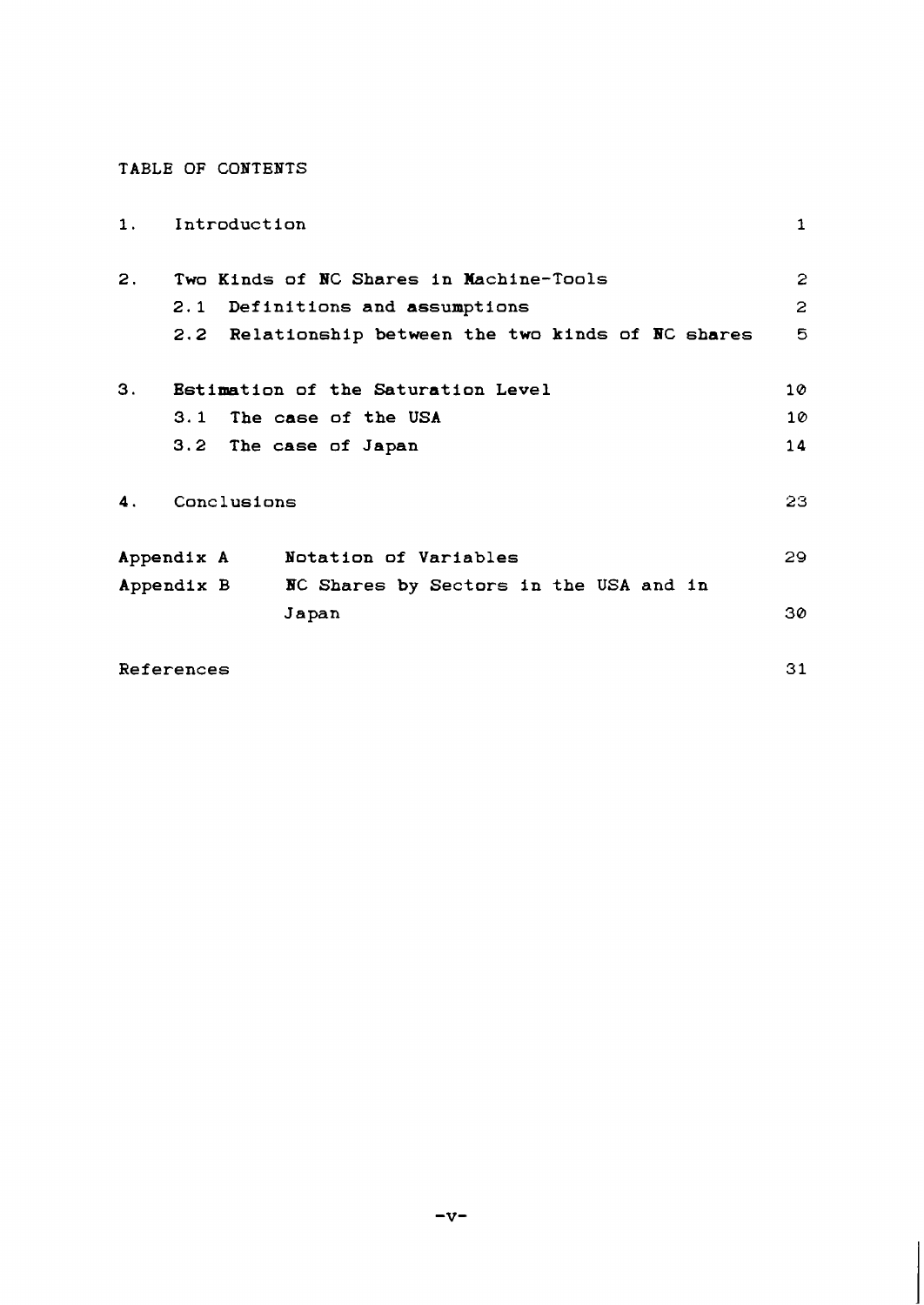## TABLE OF CONTENTS

| | | |
|---|---|---|
| 1. | Introduction | 1 |
| 2. | Two Kinds of NC Shares in Machine-Tools | 2 |
| | 2.1 Definitions and assumptions | 2 |
| | 2.2 Relationship between the two kinds of NC shares | 5 |
| 3. | Estimation of the Saturation Level | 10 |
| | 3.1 The case of the USA | 10 |
| | 3.2 The case of Japan | 14 |
| 4. | Conclusions | 23 |
| Appendix A | Notation of Variables | 29 |
| Appendix B | NC Shares by Sectors in the USA and in Japan | 30 |
| References | | 31 |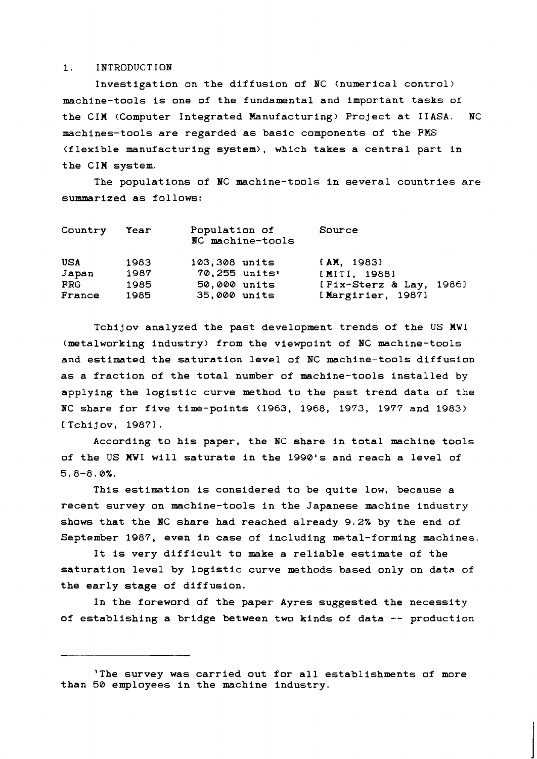## 1. INTRODUCTION

Investigation on the diffusion of NC (numerical control) machine-tools is one of the fundamental and important tasks of the CIM (Computer Integrated Manufacturing) Project at IIASA. NC machines-tools are regarded as basic components of the FMS (flexible manufacturing system), which takes a central part in the CIM system.

The populations of NC machine-tools in several countries are summarized as follows:

| Country | Year | Population of NC machine-tools | Source |
|---|---|---|---|
| USA | 1983 | 103,308 units | [AM, 1983] |
| Japan | 1987 | 70,255 units[1] | [MITI, 1988] |
| FRG | 1985 | 50,000 units | [Fix-Sterz & Lay, 1986] |
| France | 1985 | 35,000 units | [Margirier, 1987] |

Tchijov analyzed the past development trends of the US MWI (metalworking industry) from the viewpoint of NC machine-tools and estimated the saturation level of NC machine-tools diffusion as a fraction of the total number of machine-tools installed by applying the logistic curve method to the past trend data of the NC share for five time-points (1963, 1968, 1973, 1977 and 1983) [Tchijov, 1987].

According to his paper, the NC share in total machine-tools of the US MWI will saturate in the 1990's and reach a level of 5.8-8.0%.

This estimation is considered to be quite low, because a recent survey on machine-tools in the Japanese machine industry shows that the NC share had reached already 9.2% by the end of September 1987, even in case of including metal-forming machines.

It is very difficult to make a reliable estimate of the saturation level by logistic curve methods based only on data of the early stage of diffusion.

In the foreword of the paper Ayres suggested the necessity of establishing a bridge between two kinds of data -- production

---

[1] The survey was carried out for all establishments of more than 50 employees in the machine industry.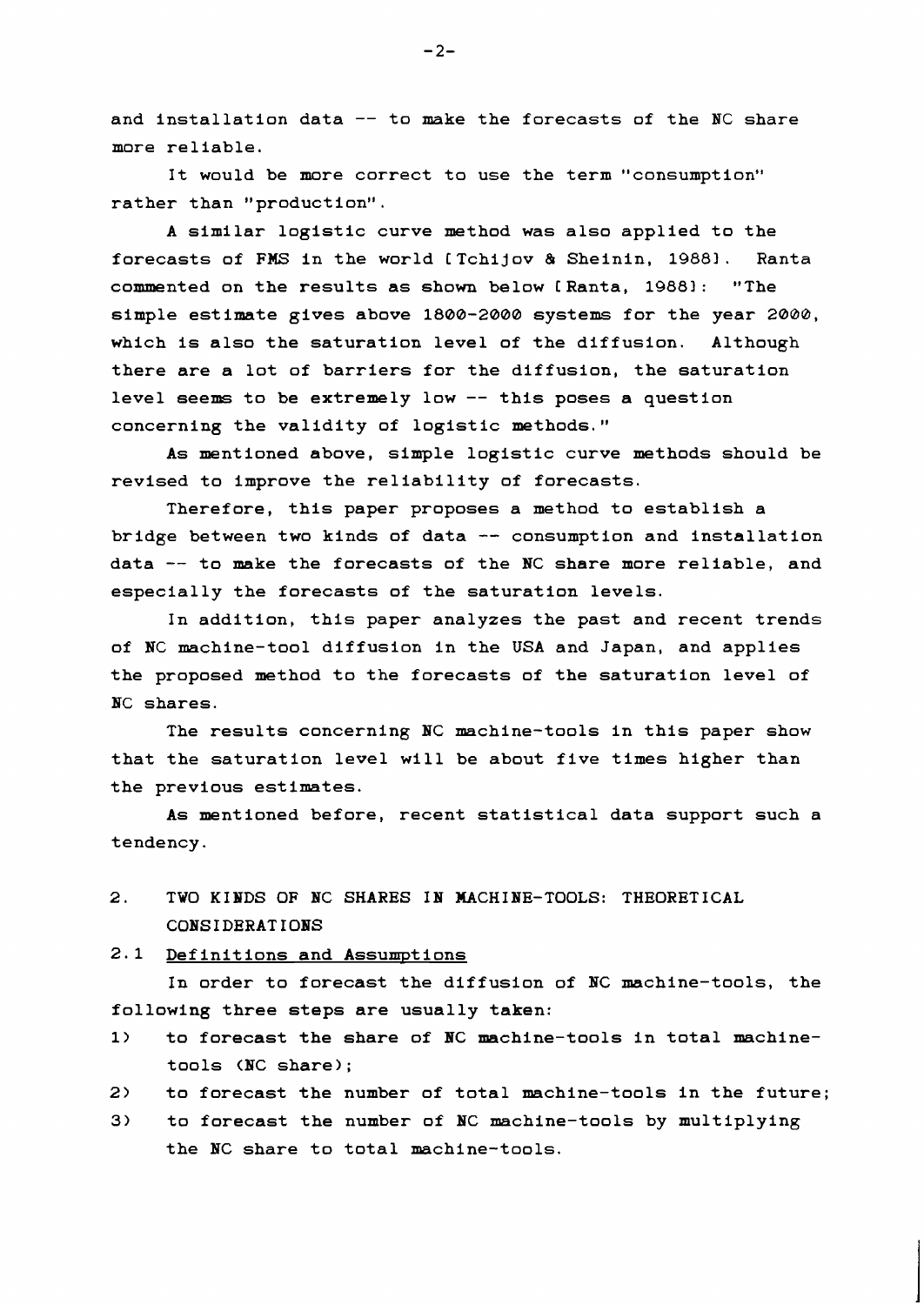and installation data -- to make the forecasts of the NC share more reliable.

It would be more correct to use the term "consumption" rather than "production".

A similar logistic curve method was also applied to the forecasts of FMS in the world [Tchijov & Sheinin, 1988]. Ranta commented on the results as shown below [Ranta, 1988]: "The simple estimate gives above 1800-2000 systems for the year 2000, which is also the saturation level of the diffusion. Although there are a lot of barriers for the diffusion, the saturation level seems to be extremely low -- this poses a question concerning the validity of logistic methods."

As mentioned above, simple logistic curve methods should be revised to improve the reliability of forecasts.

Therefore, this paper proposes a method to establish a bridge between two kinds of data -- consumption and installation data -- to make the forecasts of the NC share more reliable, and especially the forecasts of the saturation levels.

In addition, this paper analyzes the past and recent trends of NC machine-tool diffusion in the USA and Japan, and applies the proposed method to the forecasts of the saturation level of NC shares.

The results concerning NC machine-tools in this paper show that the saturation level will be about five times higher than the previous estimates.

As mentioned before, recent statistical data support such a tendency.

## 2. TWO KINDS OF NC SHARES IN MACHINE-TOOLS: THEORETICAL CONSIDERATIONS

### 2.1 Definitions and Assumptions

In order to forecast the diffusion of NC machine-tools, the following three steps are usually taken:

1) to forecast the share of NC machine-tools in total machine-tools (NC share);
2) to forecast the number of total machine-tools in the future;
3) to forecast the number of NC machine-tools by multiplying the NC share to total machine-tools.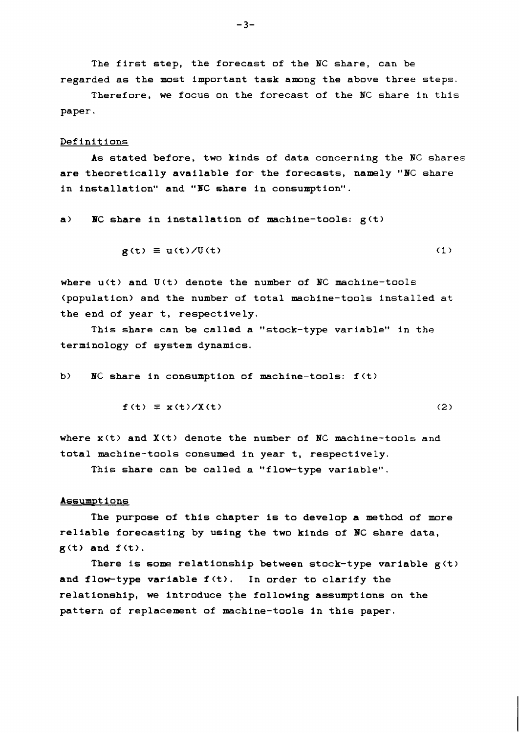The first step, the forecast of the NC share, can be regarded as the most important task among the above three steps.

Therefore, we focus on the forecast of the NC share in this paper.

## Definitions

As stated before, two kinds of data concerning the NC shares are theoretically available for the forecasts, namely "NC share in installation" and "NC share in consumption".

a) NC share in installation of machine-tools: $g(t)$

$$g(t) \equiv u(t)/U(t) \tag{1}$$

where $u(t)$ and $U(t)$ denote the number of NC machine-tools (population) and the number of total machine-tools installed at the end of year t, respectively.

This share can be called a "stock-type variable" in the terminology of system dynamics.

b) NC share in consumption of machine-tools: $f(t)$

$$f(t) \equiv x(t)/X(t) \tag{2}$$

where $x(t)$ and $X(t)$ denote the number of NC machine-tools and total machine-tools consumed in year t, respectively.

This share can be called a "flow-type variable".

## Assumptions

The purpose of this chapter is to develop a method of more reliable forecasting by using the two kinds of NC share data, $g(t)$ and $f(t)$.

There is some relationship between stock-type variable $g(t)$ and flow-type variable $f(t)$. In order to clarify the relationship, we introduce the following assumptions on the pattern of replacement of machine-tools in this paper.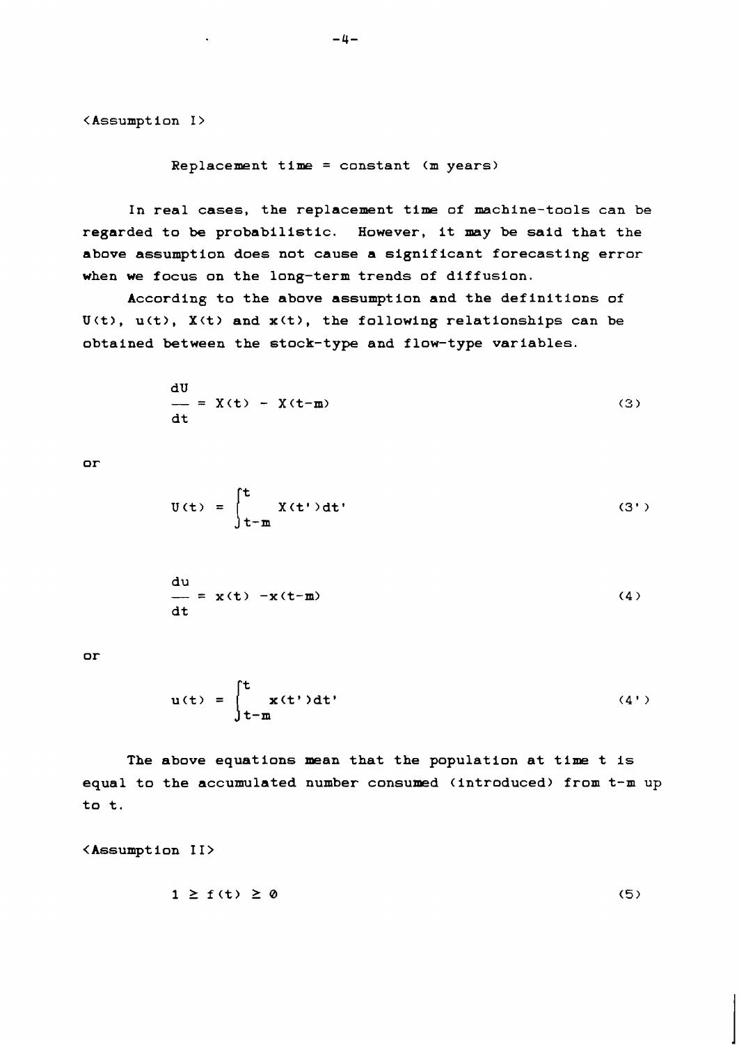<Assumption I>

Replacement time = constant (m years)

In real cases, the replacement time of machine-tools can be regarded to be probabilistic. However, it may be said that the above assumption does not cause a significant forecasting error when we focus on the long-term trends of diffusion.

According to the above assumption and the definitions of $U(t)$, $u(t)$, $X(t)$ and $x(t)$, the following relationships can be obtained between the stock-type and flow-type variables.

$$\frac{dU}{dt} = X(t) - X(t-m) \tag{3}$$

or

$$U(t) = \int_{t-m}^{t} X(t')dt' \tag{3'}$$

$$\frac{du}{dt} = x(t) - x(t-m) \tag{4}$$

or

$$u(t) = \int_{t-m}^{t} x(t')dt' \tag{4'}$$

The above equations mean that the population at time t is equal to the accumulated number consumed (introduced) from t-m up to t.

<Assumption II>

$$1 \geq f(t) \geq 0 \tag{5}$$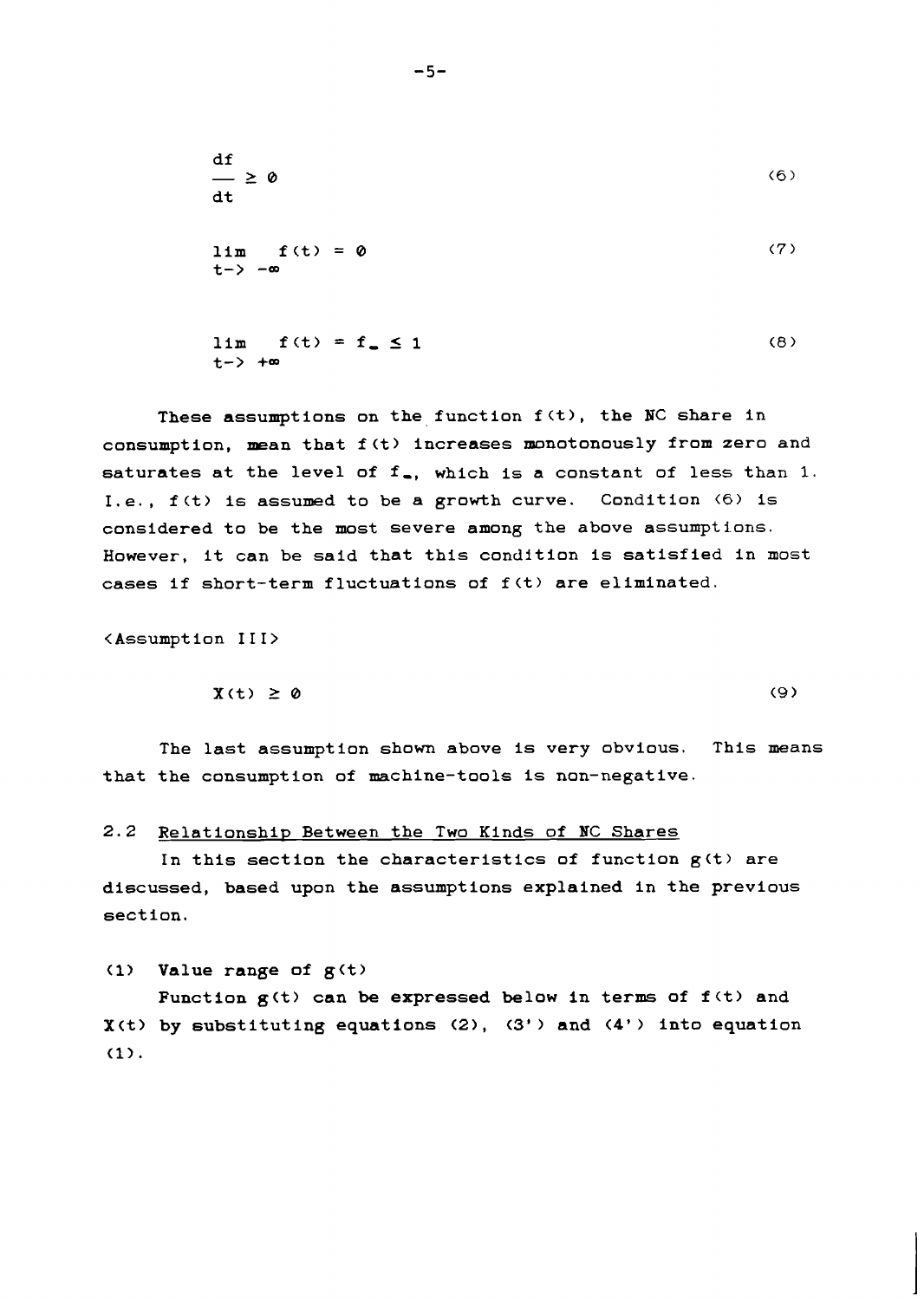$$\frac{df}{dt} \geq 0 \tag{6}$$

$$\lim_{t \to -\infty} f(t) = 0 \tag{7}$$

$$\lim_{t \to +\infty} f(t) = f_{\infty} \leq 1 \tag{8}$$

These assumptions on the function $f(t)$, the NC share in consumption, mean that $f(t)$ increases monotonously from zero and saturates at the level of $f_{\infty}$, which is a constant of less than 1. I.e., $f(t)$ is assumed to be a growth curve. Condition (6) is considered to be the most severe among the above assumptions. However, it can be said that this condition is satisfied in most cases if short-term fluctuations of $f(t)$ are eliminated.

<Assumption III>

$$X(t) \geq 0 \tag{9}$$

The last assumption shown above is very obvious. This means that the consumption of machine-tools is non-negative.

## 2.2 Relationship Between the Two Kinds of NC Shares

In this section the characteristics of function $g(t)$ are discussed, based upon the assumptions explained in the previous section.

**(1) Value range of $g(t)$**

Function $g(t)$ can be expressed below in terms of $f(t)$ and $X(t)$ by substituting equations (2), (3') and (4') into equation (1).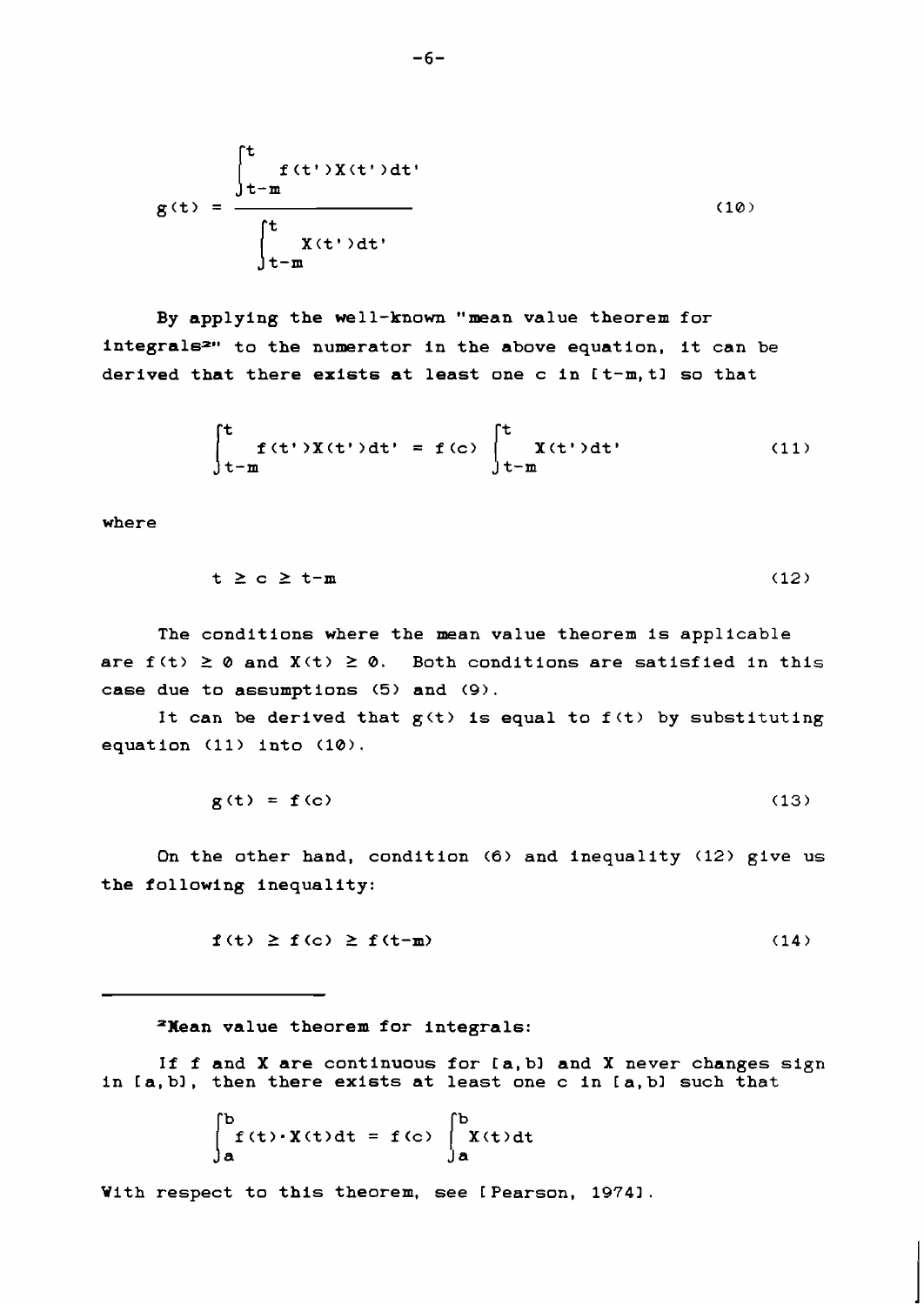$$g(t) = \frac{\int_{t-m}^{t} f(t')X(t')dt'}{\int_{t-m}^{t} X(t')dt'} \tag{10}$$

By applying the well-known "mean value theorem for integrals[2]" to the numerator in the above equation, it can be derived that there exists at least one c in [t-m, t] so that

$$\int_{t-m}^{t} f(t')X(t')dt' = f(c) \int_{t-m}^{t} X(t')dt' \tag{11}$$

where

$$t \geq c \geq t-m \tag{12}$$

The conditions where the mean value theorem is applicable are $f(t) \geq 0$ and $X(t) \geq 0$. Both conditions are satisfied in this case due to assumptions (5) and (9).

It can be derived that $g(t)$ is equal to $f(t)$ by substituting equation (11) into (10).

$$g(t) = f(c) \tag{13}$$

On the other hand, condition (6) and inequality (12) give us the following inequality:

$$f(t) \geq f(c) \geq f(t-m) \tag{14}$$

---

[2]Mean value theorem for integrals:

If f and X are continuous for [a,b] and X never changes sign in [a,b], then there exists at least one c in [a,b] such that

$$\int_{a}^{b} f(t) \cdot X(t)dt = f(c) \int_{a}^{b} X(t)dt$$

With respect to this theorem, see [Pearson, 1974].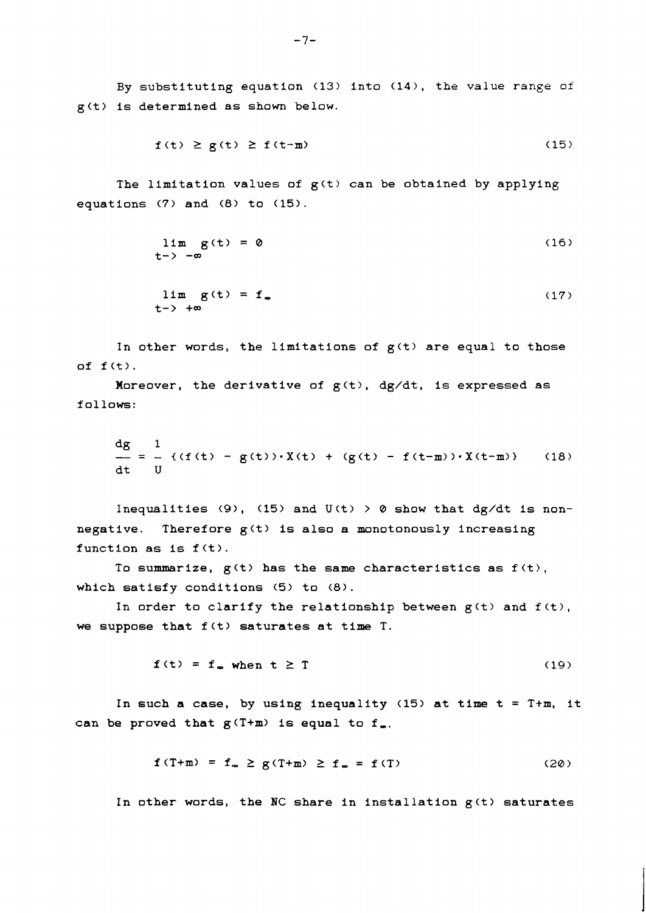By substituting equation (13) into (14), the value range of $g(t)$ is determined as shown below.

$$f(t) \geq g(t) \geq f(t-m) \tag{15}$$

The limitation values of $g(t)$ can be obtained by applying equations (7) and (8) to (15).

$$\lim_{t \to -\infty} g(t) = 0 \tag{16}$$

$$\lim_{t \to +\infty} g(t) = f_\infty \tag{17}$$

In other words, the limitations of $g(t)$ are equal to those of $f(t)$.

Moreover, the derivative of $g(t)$, $dg/dt$, is expressed as follows:

$$\frac{dg}{dt} = \frac{1}{U} \{(f(t) - g(t)) \cdot X(t) + (g(t) - f(t-m)) \cdot X(t-m)\} \tag{18}$$

Inequalities (9), (15) and $U(t) > 0$ show that $dg/dt$ is non-negative. Therefore $g(t)$ is also a monotonously increasing function as is $f(t)$.

To summarize, $g(t)$ has the same characteristics as $f(t)$, which satisfy conditions (5) to (8).

In order to clarify the relationship between $g(t)$ and $f(t)$, we suppose that $f(t)$ saturates at time T.

$$f(t) = f_\infty \text{ when } t \geq T \tag{19}$$

In such a case, by using inequality (15) at time $t = T+m$, it can be proved that $g(T+m)$ is equal to $f_\infty$.

$$f(T+m) = f_\infty \geq g(T+m) \geq f_\infty = f(T) \tag{20}$$

In other words, the NC share in installation $g(t)$ saturates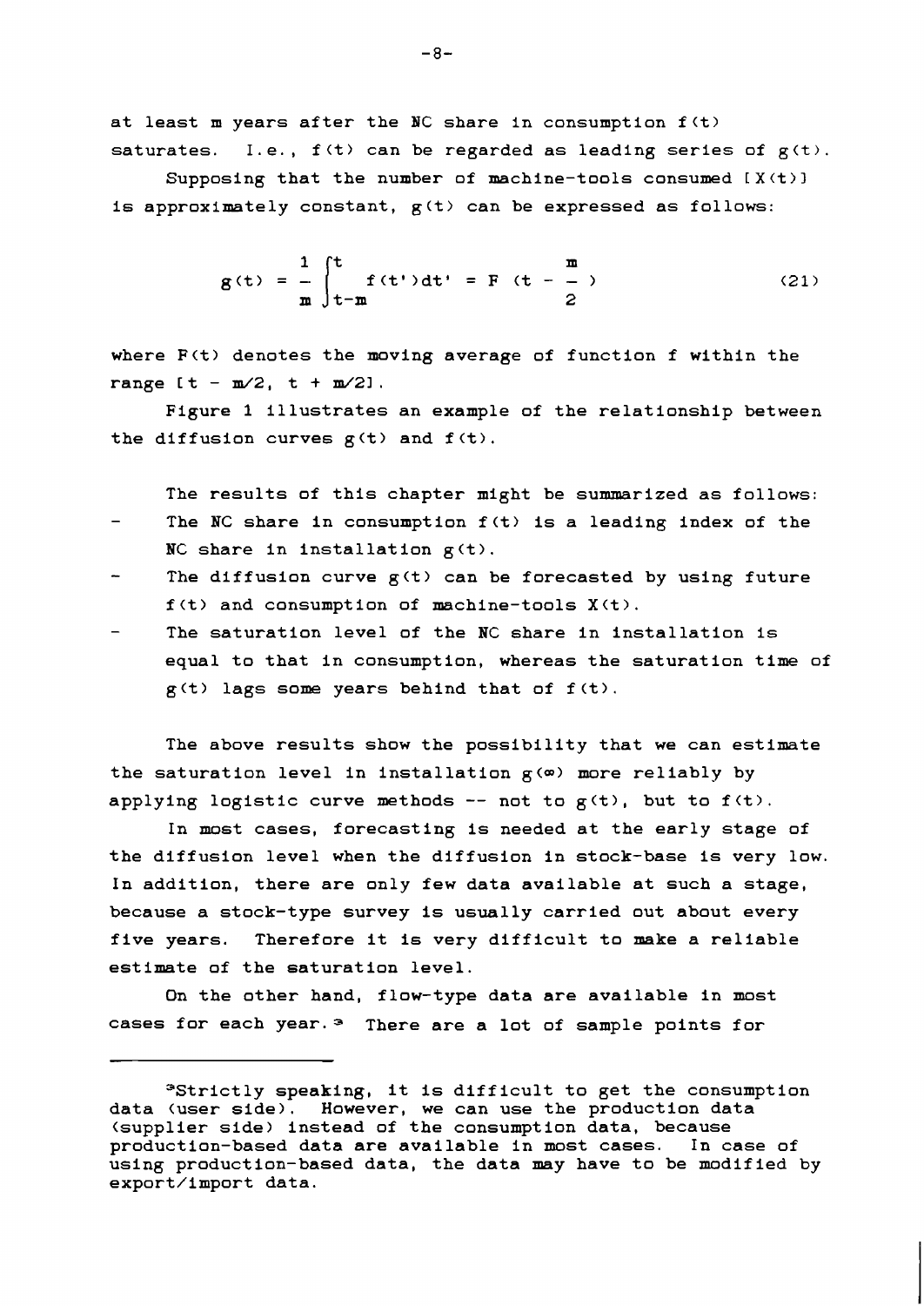at least m years after the NC share in consumption $f(t)$ saturates. I.e., $f(t)$ can be regarded as leading series of $g(t)$.

Supposing that the number of machine-tools consumed $[X(t)]$ is approximately constant, $g(t)$ can be expressed as follows:

$$g(t) = \frac{1}{m} \int_{t-m}^{t} f(t')dt' = F\left(t - \frac{m}{2}\right) \qquad (21)$$

where $F(t)$ denotes the moving average of function f within the range $[t - m/2,\ t + m/2]$.

Figure 1 illustrates an example of the relationship between the diffusion curves $g(t)$ and $f(t)$.

The results of this chapter might be summarized as follows:

- The NC share in consumption $f(t)$ is a leading index of the NC share in installation $g(t)$.
- The diffusion curve $g(t)$ can be forecasted by using future $f(t)$ and consumption of machine-tools $X(t)$.
- The saturation level of the NC share in installation is equal to that in consumption, whereas the saturation time of $g(t)$ lags some years behind that of $f(t)$.

The above results show the possibility that we can estimate the saturation level in installation $g(\infty)$ more reliably by applying logistic curve methods -- not to $g(t)$, but to $f(t)$.

In most cases, forecasting is needed at the early stage of the diffusion level when the diffusion in stock-base is very low. In addition, there are only few data available at such a stage, because a stock-type survey is usually carried out about every five years. Therefore it is very difficult to make a reliable estimate of the saturation level.

On the other hand, flow-type data are available in most cases for each year.[3] There are a lot of sample points for

---

[3]Strictly speaking, it is difficult to get the consumption data (user side). However, we can use the production data (supplier side) instead of the consumption data, because production-based data are available in most cases. In case of using production-based data, the data may have to be modified by export/import data.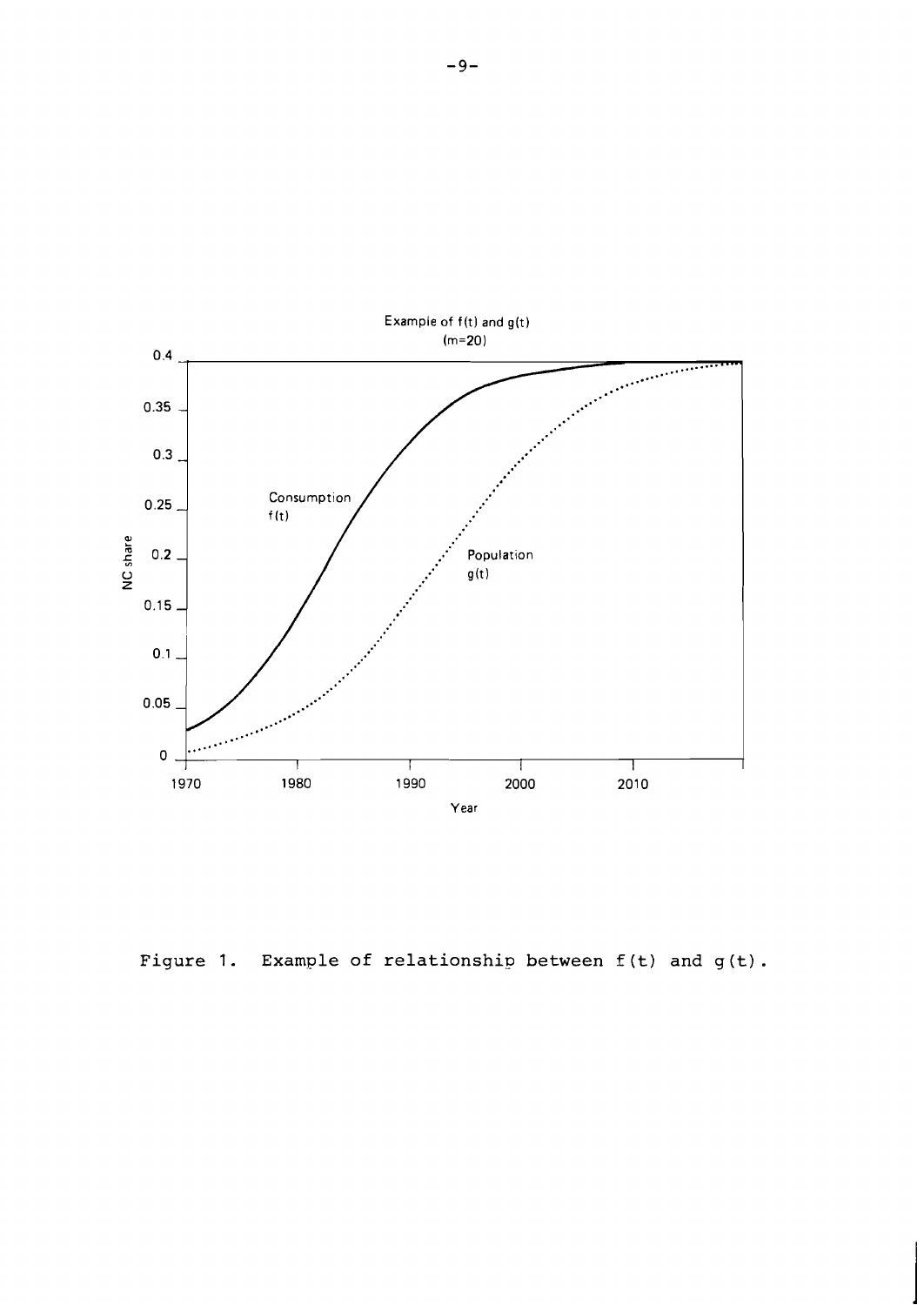Figure 1. Example of relationship between $f(t)$ and $g(t)$.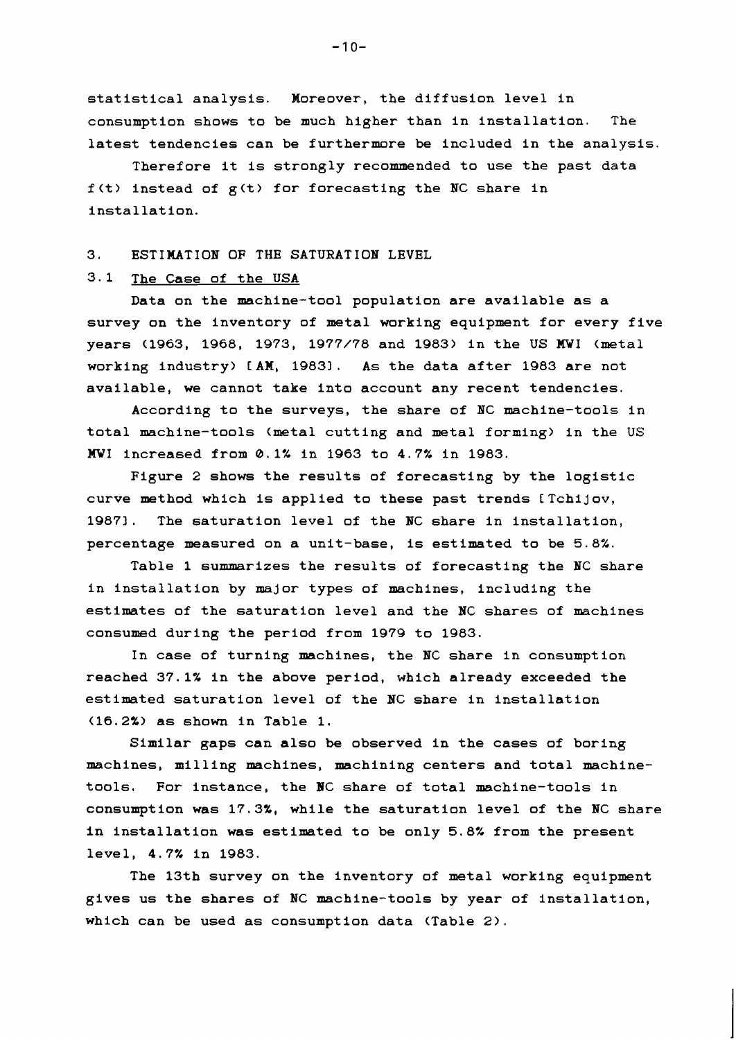statistical analysis. Moreover, the diffusion level in consumption shows to be much higher than in installation. The latest tendencies can be furthermore be included in the analysis.

Therefore it is strongly recommended to use the past data $f(t)$ instead of $g(t)$ for forecasting the NC share in installation.

## 3. ESTIMATION OF THE SATURATION LEVEL

### 3.1 The Case of the USA

Data on the machine-tool population are available as a survey on the inventory of metal working equipment for every five years (1963, 1968, 1973, 1977/78 and 1983) in the US MWI (metal working industry) [AM, 1983]. As the data after 1983 are not available, we cannot take into account any recent tendencies.

According to the surveys, the share of NC machine-tools in total machine-tools (metal cutting and metal forming) in the US MWI increased from 0.1% in 1963 to 4.7% in 1983.

Figure 2 shows the results of forecasting by the logistic curve method which is applied to these past trends [Tchijov, 1987]. The saturation level of the NC share in installation, percentage measured on a unit-base, is estimated to be 5.8%.

Table 1 summarizes the results of forecasting the NC share in installation by major types of machines, including the estimates of the saturation level and the NC shares of machines consumed during the period from 1979 to 1983.

In case of turning machines, the NC share in consumption reached 37.1% in the above period, which already exceeded the estimated saturation level of the NC share in installation (16.2%) as shown in Table 1.

Similar gaps can also be observed in the cases of boring machines, milling machines, machining centers and total machine-tools. For instance, the NC share of total machine-tools in consumption was 17.3%, while the saturation level of the NC share in installation was estimated to be only 5.8% from the present level, 4.7% in 1983.

The 13th survey on the inventory of metal working equipment gives us the shares of NC machine-tools by year of installation, which can be used as consumption data (Table 2).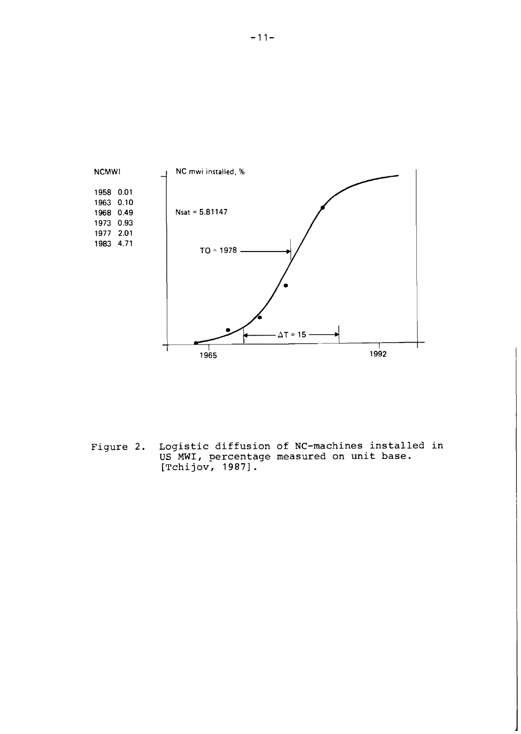| NCMWI | |
|---|---|
| 1958 | 0.01 |
| 1963 | 0.10 |
| 1968 | 0.49 |
| 1973 | 0.93 |
| 1977 | 2.01 |
| 1983 | 4.71 |

NC mwi installed, %

Nsat = 5.81147

TO = 1978

ΔT = 15

1965

1992

Figure 2. Logistic diffusion of NC-machines installed in US MWI, percentage measured on unit base. [Tchijov, 1987].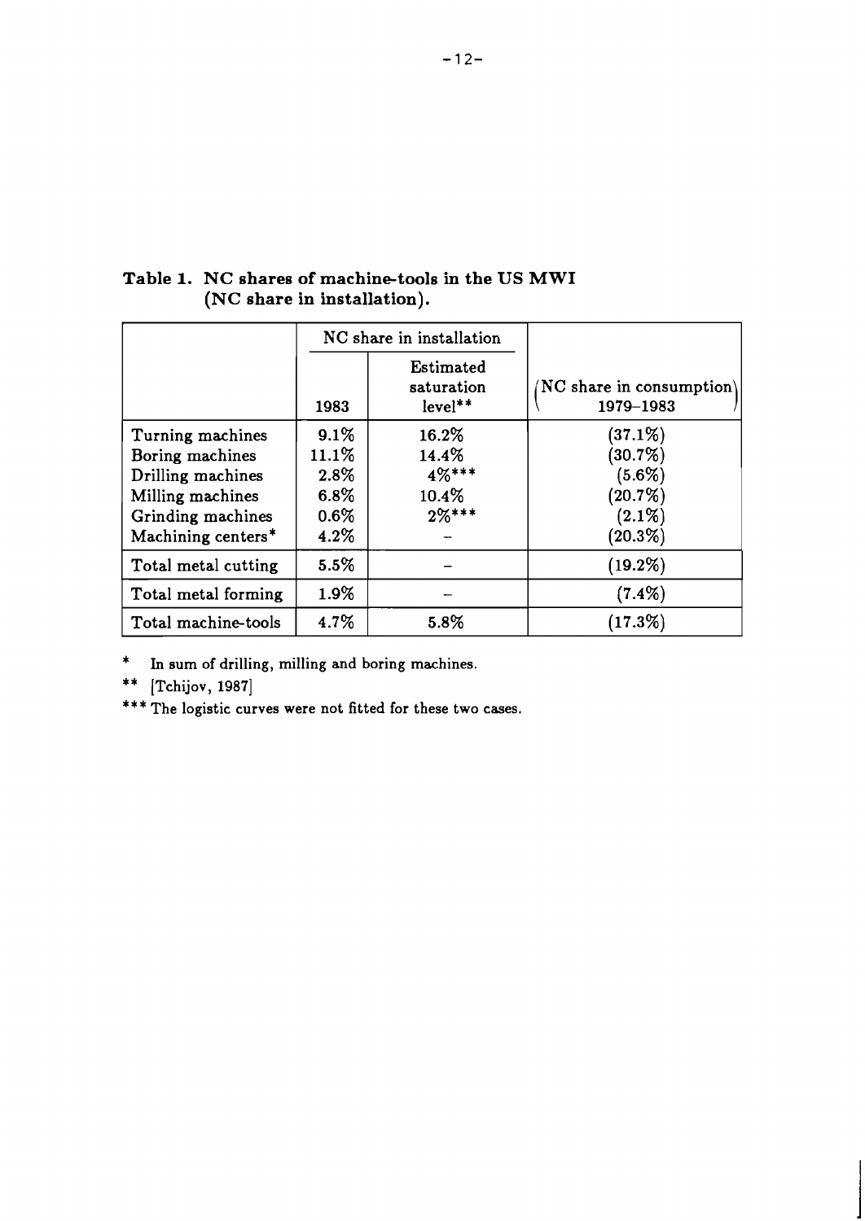**Table 1. NC shares of machine-tools in the US MWI (NC share in installation).**

| | NC share in installation | | |
|---|---|---|---|
| | 1983 | Estimated saturation level** | (NC share in consumption 1979–1983) |
| Turning machines | 9.1% | 16.2% | (37.1%) |
| Boring machines | 11.1% | 14.4% | (30.7%) |
| Drilling machines | 2.8% | 4%*** | (5.6%) |
| Milling machines | 6.8% | 10.4% | (20.7%) |
| Grinding machines | 0.6% | 2%*** | (2.1%) |
| Machining centers* | 4.2% | – | (20.3%) |
| Total metal cutting | 5.5% | – | (19.2%) |
| Total metal forming | 1.9% | – | (7.4%) |
| Total machine-tools | 4.7% | 5.8% | (17.3%) |

\* In sum of drilling, milling and boring machines.

** [Tchijov, 1987]

*** The logistic curves were not fitted for these two cases.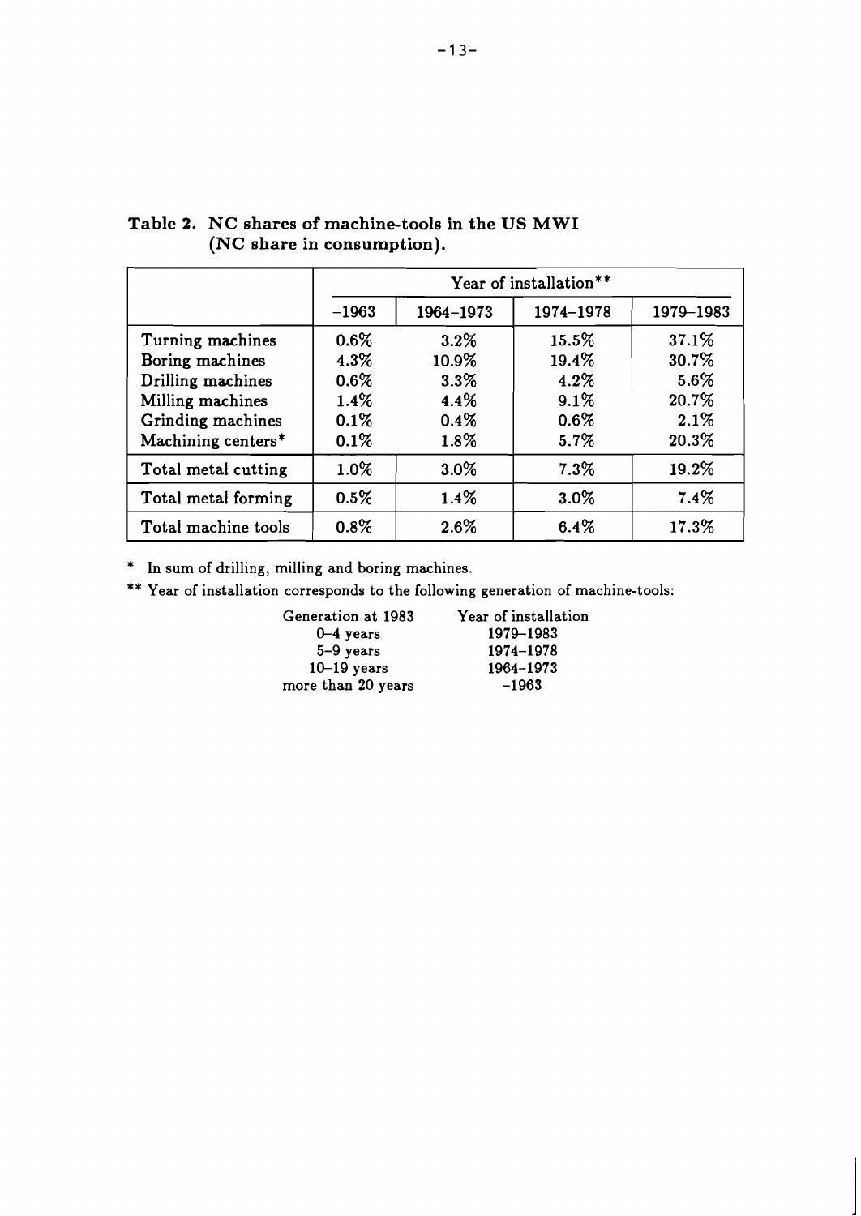**Table 2. NC shares of machine-tools in the US MWI (NC share in consumption).**

| | Year of installation** | | | |
|---|---|---|---|---|
| | –1963 | 1964–1973 | 1974–1978 | 1979–1983 |
| Turning machines | 0.6% | 3.2% | 15.5% | 37.1% |
| Boring machines | 4.3% | 10.9% | 19.4% | 30.7% |
| Drilling machines | 0.6% | 3.3% | 4.2% | 5.6% |
| Milling machines | 1.4% | 4.4% | 9.1% | 20.7% |
| Grinding machines | 0.1% | 0.4% | 0.6% | 2.1% |
| Machining centers* | 0.1% | 1.8% | 5.7% | 20.3% |
| Total metal cutting | 1.0% | 3.0% | 7.3% | 19.2% |
| Total metal forming | 0.5% | 1.4% | 3.0% | 7.4% |
| Total machine tools | 0.8% | 2.6% | 6.4% | 17.3% |

\* In sum of drilling, milling and boring machines.

\*\* Year of installation corresponds to the following generation of machine-tools:

| Generation at 1983 | Year of installation |
|---|---|
| 0–4 years | 1979–1983 |
| 5–9 years | 1974–1978 |
| 10–19 years | 1964–1973 |
| more than 20 years | –1963 |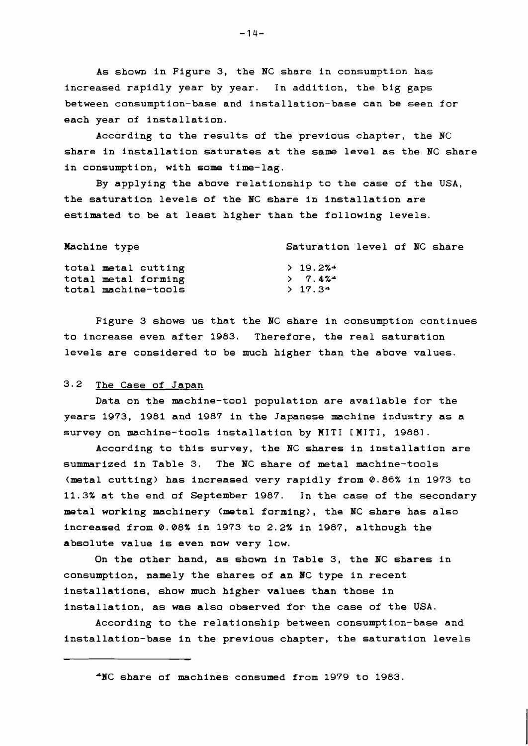As shown in Figure 3, the NC share in consumption has increased rapidly year by year. In addition, the big gaps between consumption-base and installation-base can be seen for each year of installation.

According to the results of the previous chapter, the NC share in installation saturates at the same level as the NC share in consumption, with some time-lag.

By applying the above relationship to the case of the USA, the saturation levels of the NC share in installation are estimated to be at least higher than the following levels.

| Machine type | Saturation level of NC share |
|---|---|
| total metal cutting | > 19.2%[4] |
| total metal forming | > 7.4%[4] |
| total machine-tools | > 17.3[4] |

Figure 3 shows us that the NC share in consumption continues to increase even after 1983. Therefore, the real saturation levels are considered to be much higher than the above values.

## 3.2 The Case of Japan

Data on the machine-tool population are available for the years 1973, 1981 and 1987 in the Japanese machine industry as a survey on machine-tools installation by MITI [MITI, 1988].

According to this survey, the NC shares in installation are summarized in Table 3. The NC share of metal machine-tools (metal cutting) has increased very rapidly from 0.86% in 1973 to 11.3% at the end of September 1987. In the case of the secondary metal working machinery (metal forming), the NC share has also increased from 0.08% in 1973 to 2.2% in 1987, although the absolute value is even now very low.

On the other hand, as shown in Table 3, the NC shares in consumption, namely the shares of an NC type in recent installations, show much higher values than those in installation, as was also observed for the case of the USA.

According to the relationship between consumption-base and installation-base in the previous chapter, the saturation levels

---

[4] NC share of machines consumed from 1979 to 1983.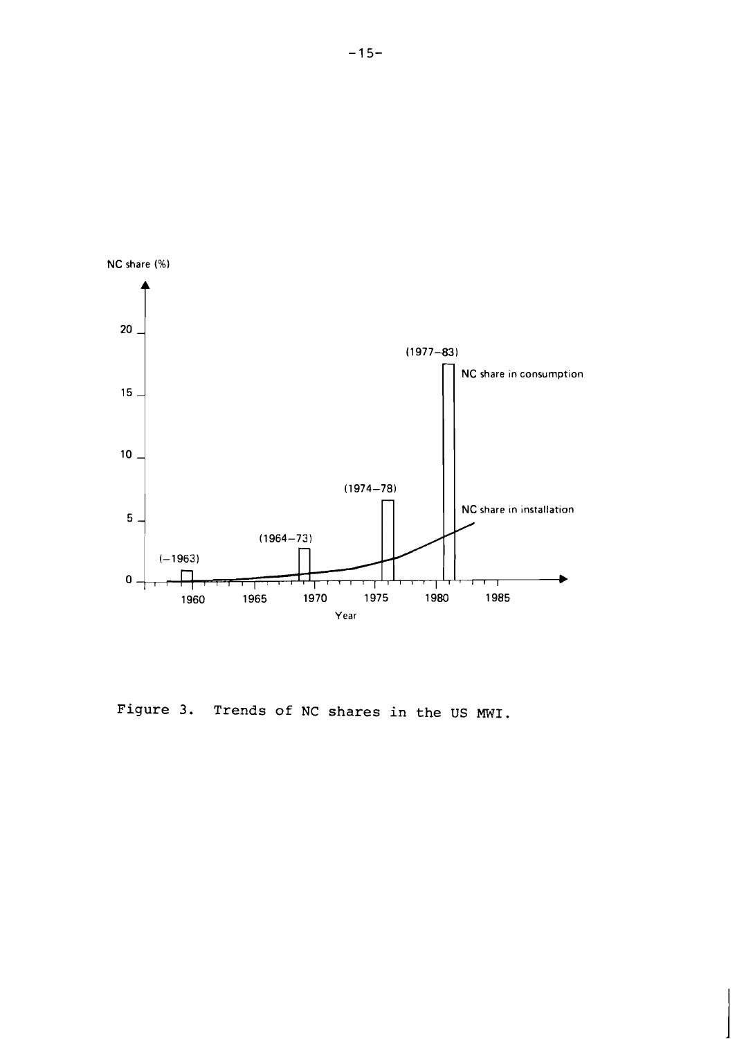Figure 3. Trends of NC shares in the US MWI.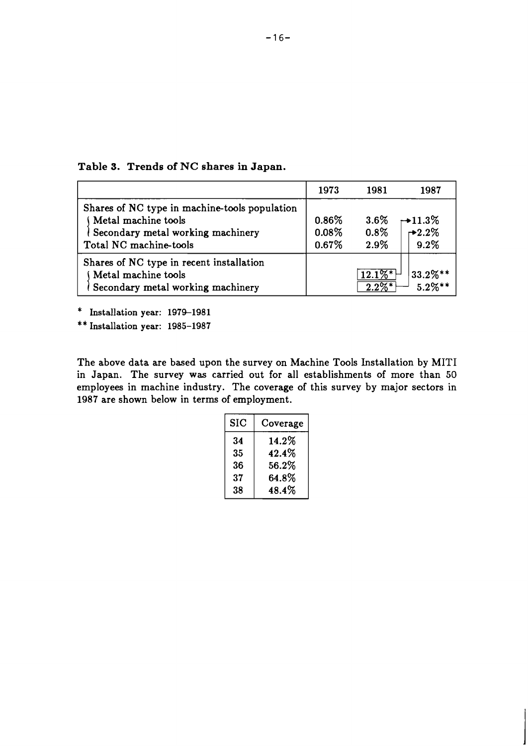**Table 3. Trends of NC shares in Japan.**

| | 1973 | 1981 | 1987 |
|---|---|---|---|
| Shares of NC type in machine-tools population | | | |
| Metal machine tools | 0.86% | 3.6% | 11.3% |
| Secondary metal working machinery | 0.08% | 0.8% | 2.2% |
| Total NC machine-tools | 0.67% | 2.9% | 9.2% |
| Shares of NC type in recent installation | | | |
| Metal machine tools | | 12.1%* | 33.2%** |
| Secondary metal working machinery | | 2.2%* | 5.2%** |

\* Installation year: 1979–1981

** Installation year: 1985–1987

The above data are based upon the survey on Machine Tools Installation by MITI in Japan. The survey was carried out for all establishments of more than 50 employees in machine industry. The coverage of this survey by major sectors in 1987 are shown below in terms of employment.

| SIC | Coverage |
|---|---|
| 34 | 14.2% |
| 35 | 42.4% |
| 36 | 56.2% |
| 37 | 64.8% |
| 38 | 48.4% |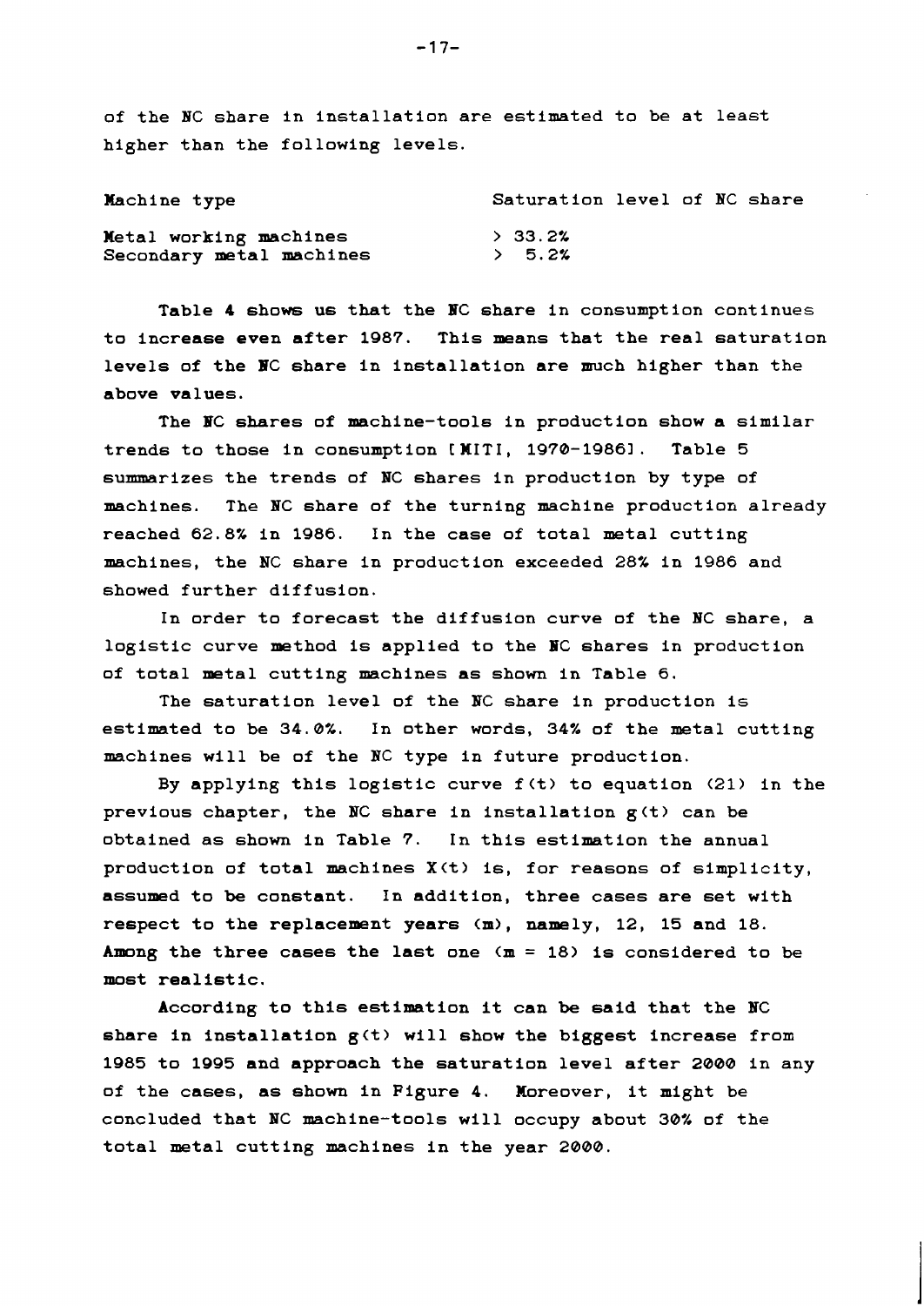of the NC share in installation are estimated to be at least higher than the following levels.

| Machine type | Saturation level of NC share |
| --- | --- |
| Metal working machines | > 33.2% |
| Secondary metal machines | > 5.2% |

Table 4 shows us that the NC share in consumption continues to increase even after 1987. This means that the real saturation levels of the NC share in installation are much higher than the above values.

The NC shares of machine-tools in production show a similar trends to those in consumption [MITI, 1970-1986]. Table 5 summarizes the trends of NC shares in production by type of machines. The NC share of the turning machine production already reached 62.8% in 1986. In the case of total metal cutting machines, the NC share in production exceeded 28% in 1986 and showed further diffusion.

In order to forecast the diffusion curve of the NC share, a logistic curve method is applied to the NC shares in production of total metal cutting machines as shown in Table 6.

The saturation level of the NC share in production is estimated to be 34.0%. In other words, 34% of the metal cutting machines will be of the NC type in future production.

By applying this logistic curve $f(t)$ to equation (21) in the previous chapter, the NC share in installation $g(t)$ can be obtained as shown in Table 7. In this estimation the annual production of total machines $X(t)$ is, for reasons of simplicity, assumed to be constant. In addition, three cases are set with respect to the replacement years ($m$), namely, 12, 15 and 18. Among the three cases the last one ($m = 18$) is considered to be most realistic.

According to this estimation it can be said that the NC share in installation $g(t)$ will show the biggest increase from 1985 to 1995 and approach the saturation level after 2000 in any of the cases, as shown in Figure 4. Moreover, it might be concluded that NC machine-tools will occupy about 30% of the total metal cutting machines in the year 2000.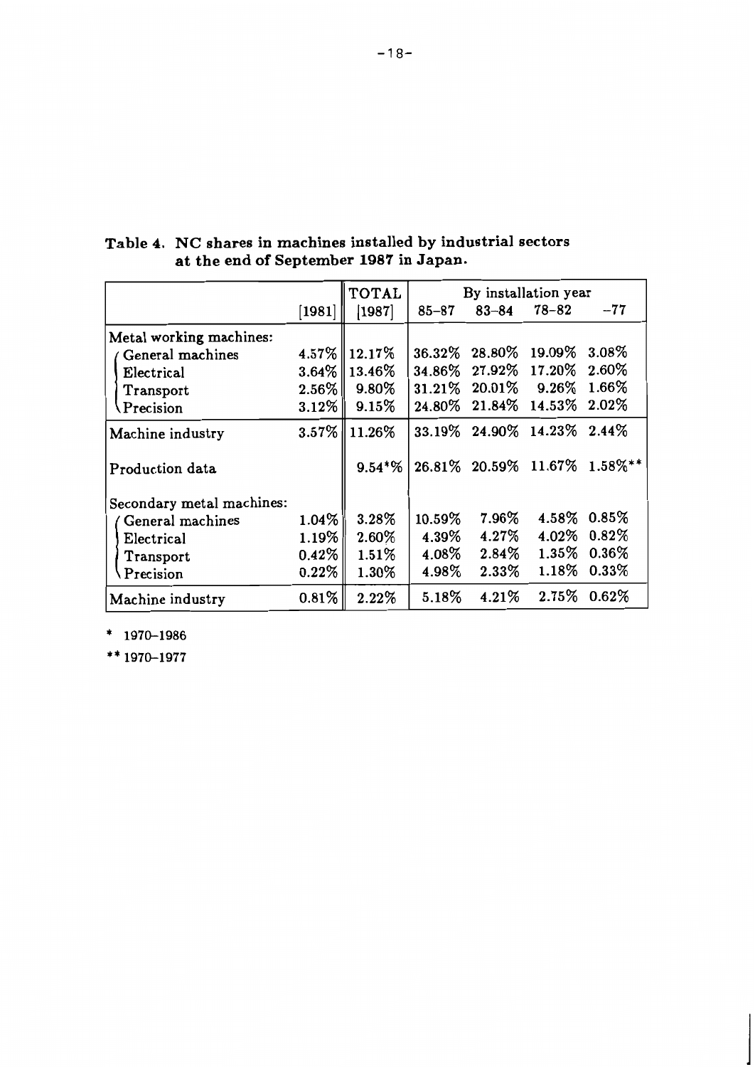**Table 4. NC shares in machines installed by industrial sectors at the end of September 1987 in Japan.**

| | [1981] | TOTAL [1987] | By installation year 85–87 | 83–84 | 78–82 | –77 |
|---|---|---|---|---|---|---|
| Metal working machines: | | | | | | |
| General machines | 4.57% | 12.17% | 36.32% | 28.80% | 19.09% | 3.08% |
| Electrical | 3.64% | 13.46% | 34.86% | 27.92% | 17.20% | 2.60% |
| Transport | 2.56% | 9.80% | 31.21% | 20.01% | 9.26% | 1.66% |
| Precision | 3.12% | 9.15% | 24.80% | 21.84% | 14.53% | 2.02% |
| Machine industry | 3.57% | 11.26% | 33.19% | 24.90% | 14.23% | 2.44% |
| Production data | | 9.54*% | 26.81% | 20.59% | 11.67% | 1.58%** |
| Secondary metal machines: | | | | | | |
| General machines | 1.04% | 3.28% | 10.59% | 7.96% | 4.58% | 0.85% |
| Electrical | 1.19% | 2.60% | 4.39% | 4.27% | 4.02% | 0.82% |
| Transport | 0.42% | 1.51% | 4.08% | 2.84% | 1.35% | 0.36% |
| Precision | 0.22% | 1.30% | 4.98% | 2.33% | 1.18% | 0.33% |
| Machine industry | 0.81% | 2.22% | 5.18% | 4.21% | 2.75% | 0.62% |

\* 1970–1986

\*\* 1970–1977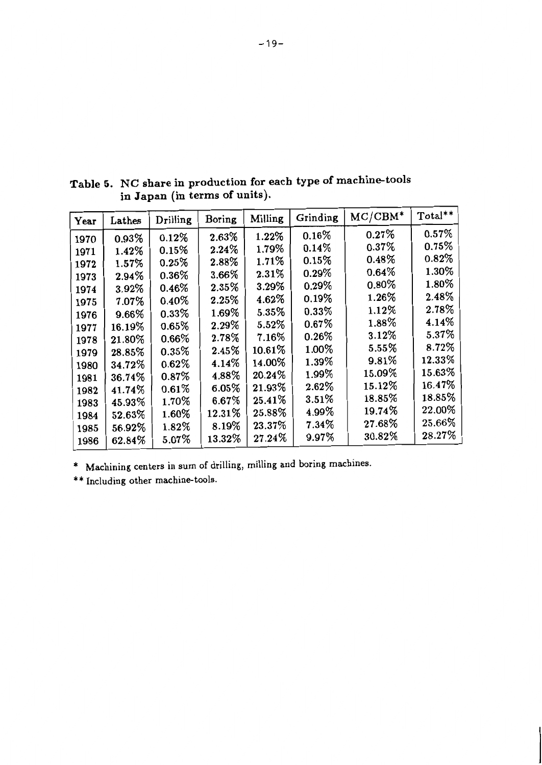**Table 5. NC share in production for each type of machine-tools in Japan (in terms of units).**

| Year | Lathes | Drilling | Boring | Milling | Grinding | MC/CBM* | Total** |
|---|---|---|---|---|---|---|---|
| 1970 | 0.93% | 0.12% | 2.63% | 1.22% | 0.16% | 0.27% | 0.57% |
| 1971 | 1.42% | 0.15% | 2.24% | 1.79% | 0.14% | 0.37% | 0.75% |
| 1972 | 1.57% | 0.25% | 2.88% | 1.71% | 0.15% | 0.48% | 0.82% |
| 1973 | 2.94% | 0.36% | 3.66% | 2.31% | 0.29% | 0.64% | 1.30% |
| 1974 | 3.92% | 0.46% | 2.35% | 3.29% | 0.29% | 0.80% | 1.80% |
| 1975 | 7.07% | 0.40% | 2.25% | 4.62% | 0.19% | 1.26% | 2.48% |
| 1976 | 9.66% | 0.33% | 1.69% | 5.35% | 0.33% | 1.12% | 2.78% |
| 1977 | 16.19% | 0.65% | 2.29% | 5.52% | 0.67% | 1.88% | 4.14% |
| 1978 | 21.80% | 0.66% | 2.78% | 7.16% | 0.26% | 3.12% | 5.37% |
| 1979 | 28.85% | 0.35% | 2.45% | 10.61% | 1.00% | 5.55% | 8.72% |
| 1980 | 34.72% | 0.62% | 4.14% | 14.00% | 1.39% | 9.81% | 12.33% |
| 1981 | 36.74% | 0.87% | 4.88% | 20.24% | 1.99% | 15.09% | 15.63% |
| 1982 | 41.74% | 0.61% | 6.05% | 21.93% | 2.62% | 15.12% | 16.47% |
| 1983 | 45.93% | 1.70% | 6.67% | 25.41% | 3.51% | 18.85% | 18.85% |
| 1984 | 52.63% | 1.60% | 12.31% | 25.88% | 4.99% | 19.74% | 22.00% |
| 1985 | 56.92% | 1.82% | 8.19% | 23.37% | 7.34% | 27.68% | 25.66% |
| 1986 | 62.84% | 5.07% | 13.32% | 27.24% | 9.97% | 30.82% | 28.27% |

\* Machining centers in sum of drilling, milling and boring machines.

** Including other machine-tools.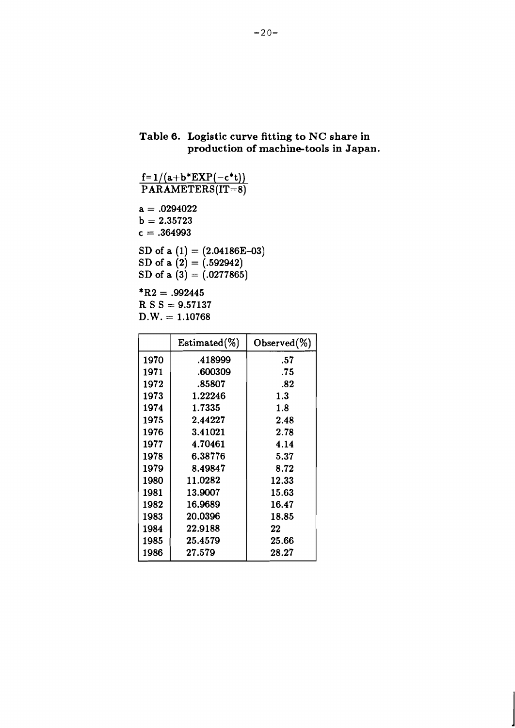**Table 6. Logistic curve fitting to NC share in production of machine-tools in Japan.**

$f=1/(a+b^{*}EXP(-c^{*}t))$
PARAMETERS(IT=8)

a = .0294022
b = 2.35723
c = .364993

SD of a (1) = (2.04186E–03)
SD of a (2) = (.592942)
SD of a (3) = (.0277865)

*R2 = .992445
R S S = 9.57137
D.W. = 1.10768

| | Estimated(%) | Observed(%) |
|---|---|---|
| 1970 | .418999 | .57 |
| 1971 | .600309 | .75 |
| 1972 | .85807 | .82 |
| 1973 | 1.22246 | 1.3 |
| 1974 | 1.7335 | 1.8 |
| 1975 | 2.44227 | 2.48 |
| 1976 | 3.41021 | 2.78 |
| 1977 | 4.70461 | 4.14 |
| 1978 | 6.38776 | 5.37 |
| 1979 | 8.49847 | 8.72 |
| 1980 | 11.0282 | 12.33 |
| 1981 | 13.9007 | 15.63 |
| 1982 | 16.9689 | 16.47 |
| 1983 | 20.0396 | 18.85 |
| 1984 | 22.9188 | 22 |
| 1985 | 25.4579 | 25.66 |
| 1986 | 27.579 | 28.27 |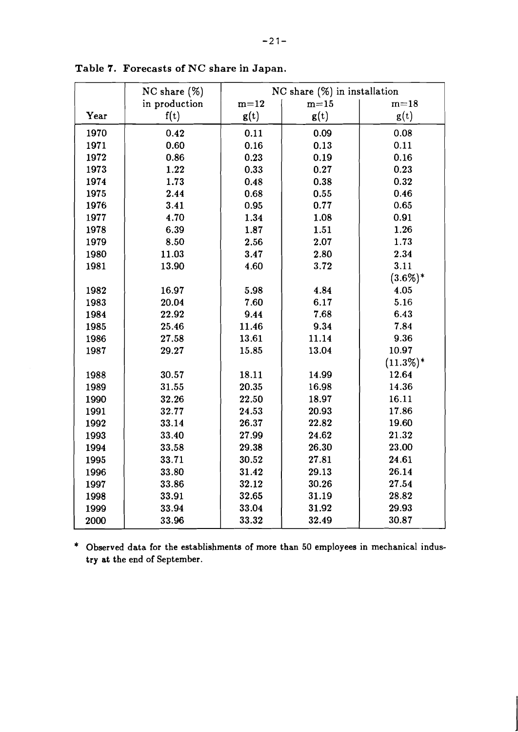**Table 7. Forecasts of NC share in Japan.**

| Year | NC share (%) in production f(t) | NC share (%) in installation m=12 g(t) | m=15 g(t) | m=18 g(t) |
|---|---|---|---|---|
| 1970 | 0.42 | 0.11 | 0.09 | 0.08 |
| 1971 | 0.60 | 0.16 | 0.13 | 0.11 |
| 1972 | 0.86 | 0.23 | 0.19 | 0.16 |
| 1973 | 1.22 | 0.33 | 0.27 | 0.23 |
| 1974 | 1.73 | 0.48 | 0.38 | 0.32 |
| 1975 | 2.44 | 0.68 | 0.55 | 0.46 |
| 1976 | 3.41 | 0.95 | 0.77 | 0.65 |
| 1977 | 4.70 | 1.34 | 1.08 | 0.91 |
| 1978 | 6.39 | 1.87 | 1.51 | 1.26 |
| 1979 | 8.50 | 2.56 | 2.07 | 1.73 |
| 1980 | 11.03 | 3.47 | 2.80 | 2.34 |
| 1981 | 13.90 | 4.60 | 3.72 | 3.11 (3.6%)* |
| 1982 | 16.97 | 5.98 | 4.84 | 4.05 |
| 1983 | 20.04 | 7.60 | 6.17 | 5.16 |
| 1984 | 22.92 | 9.44 | 7.68 | 6.43 |
| 1985 | 25.46 | 11.46 | 9.34 | 7.84 |
| 1986 | 27.58 | 13.61 | 11.14 | 9.36 |
| 1987 | 29.27 | 15.85 | 13.04 | 10.97 (11.3%)* |
| 1988 | 30.57 | 18.11 | 14.99 | 12.64 |
| 1989 | 31.55 | 20.35 | 16.98 | 14.36 |
| 1990 | 32.26 | 22.50 | 18.97 | 16.11 |
| 1991 | 32.77 | 24.53 | 20.93 | 17.86 |
| 1992 | 33.14 | 26.37 | 22.82 | 19.60 |
| 1993 | 33.40 | 27.99 | 24.62 | 21.32 |
| 1994 | 33.58 | 29.38 | 26.30 | 23.00 |
| 1995 | 33.71 | 30.52 | 27.81 | 24.61 |
| 1996 | 33.80 | 31.42 | 29.13 | 26.14 |
| 1997 | 33.86 | 32.12 | 30.26 | 27.54 |
| 1998 | 33.91 | 32.65 | 31.19 | 28.82 |
| 1999 | 33.94 | 33.04 | 31.92 | 29.93 |
| 2000 | 33.96 | 33.32 | 32.49 | 30.87 |

\* Observed data for the establishments of more than 50 employees in mechanical industry at the end of September.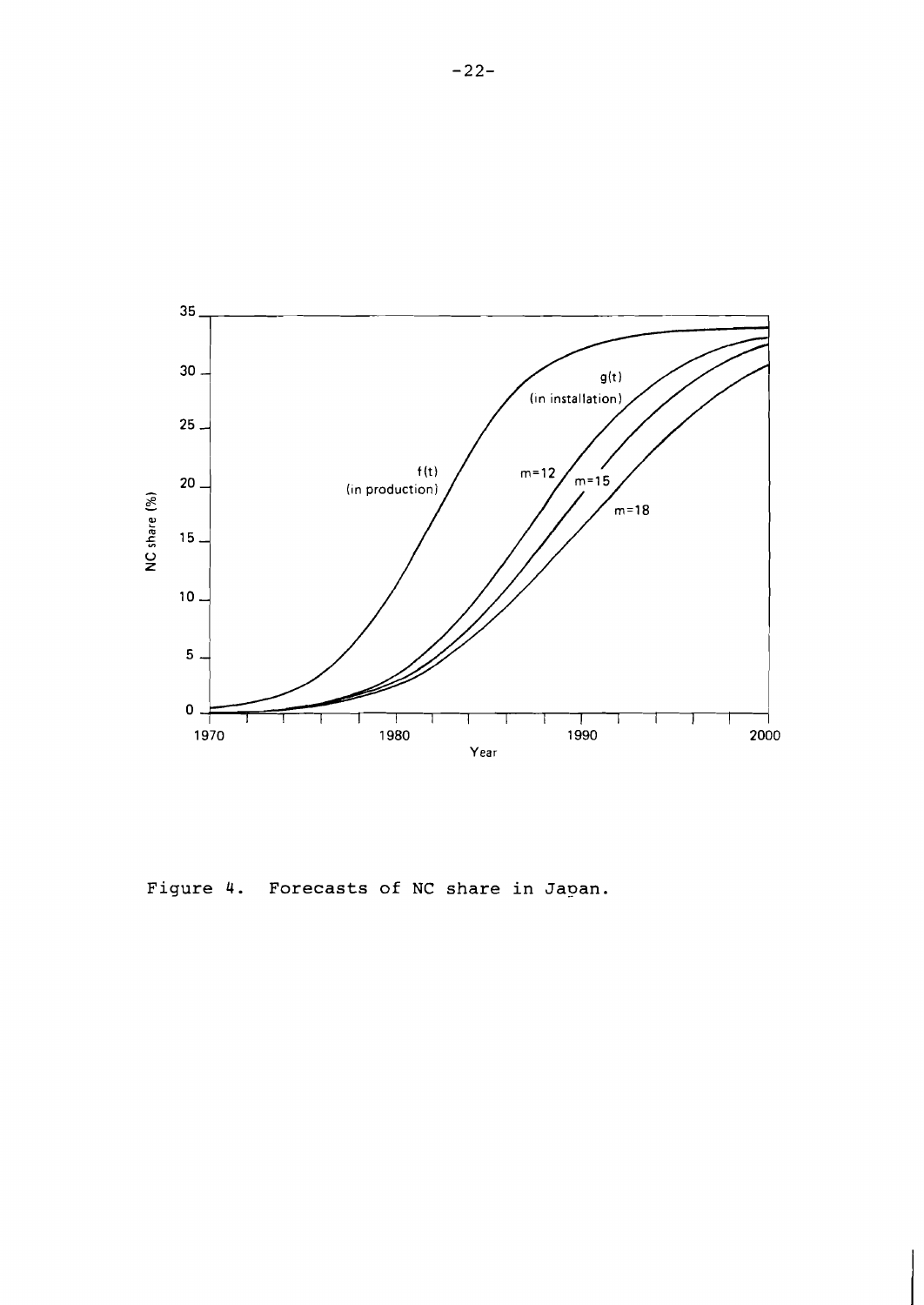Figure 4. Forecasts of NC share in Japan.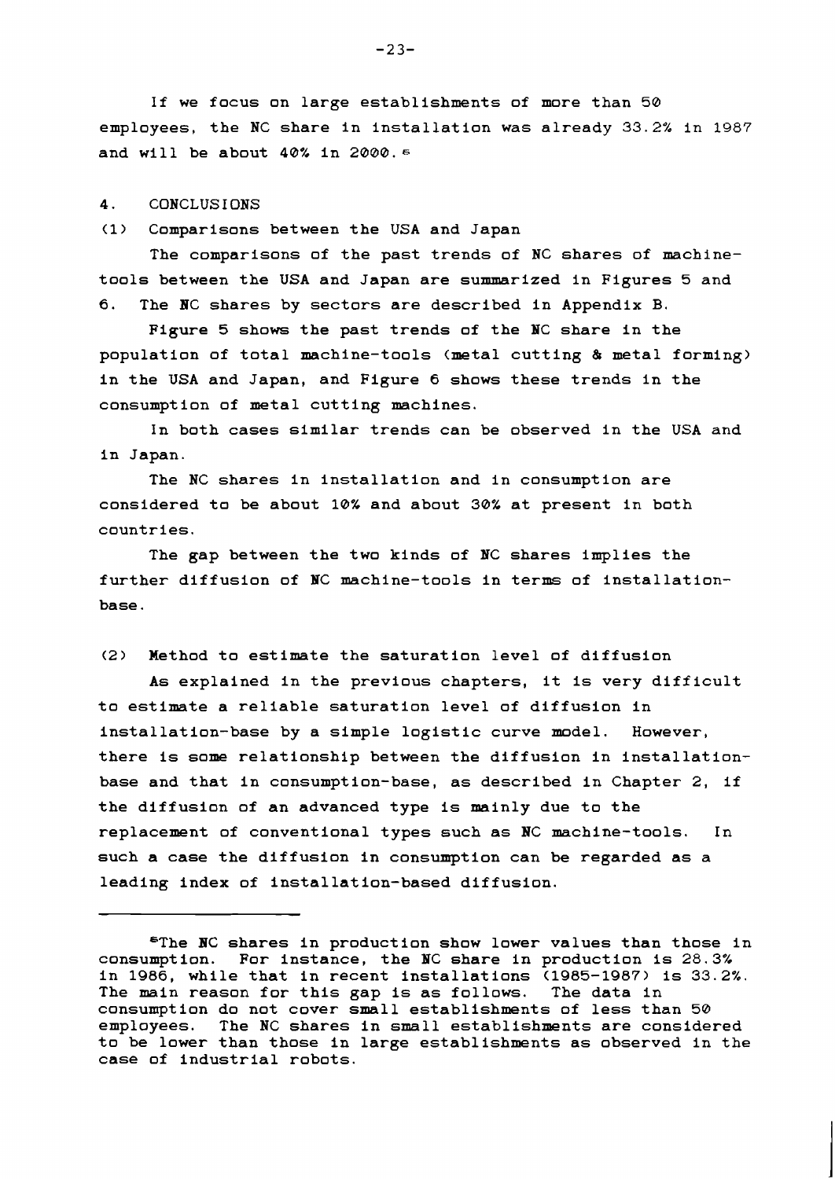If we focus on large establishments of more than 50 employees, the NC share in installation was already 33.2% in 1987 and will be about 40% in 2000.[6]

## 4. CONCLUSIONS

### (1) Comparisons between the USA and Japan

The comparisons of the past trends of NC shares of machine-tools between the USA and Japan are summarized in Figures 5 and 6. The NC shares by sectors are described in Appendix B.

Figure 5 shows the past trends of the NC share in the population of total machine-tools (metal cutting & metal forming) in the USA and Japan, and Figure 6 shows these trends in the consumption of metal cutting machines.

In both cases similar trends can be observed in the USA and in Japan.

The NC shares in installation and in consumption are considered to be about 10% and about 30% at present in both countries.

The gap between the two kinds of NC shares implies the further diffusion of NC machine-tools in terms of installation-base.

### (2) Method to estimate the saturation level of diffusion

As explained in the previous chapters, it is very difficult to estimate a reliable saturation level of diffusion in installation-base by a simple logistic curve model. However, there is some relationship between the diffusion in installation-base and that in consumption-base, as described in Chapter 2, if the diffusion of an advanced type is mainly due to the replacement of conventional types such as NC machine-tools. In such a case the diffusion in consumption can be regarded as a leading index of installation-based diffusion.

---

[6] The NC shares in production show lower values than those in consumption. For instance, the NC share in production is 28.3% in 1986, while that in recent installations (1985-1987) is 33.2%. The main reason for this gap is as follows. The data in consumption do not cover small establishments of less than 50 employees. The NC shares in small establishments are considered to be lower than those in large establishments as observed in the case of industrial robots.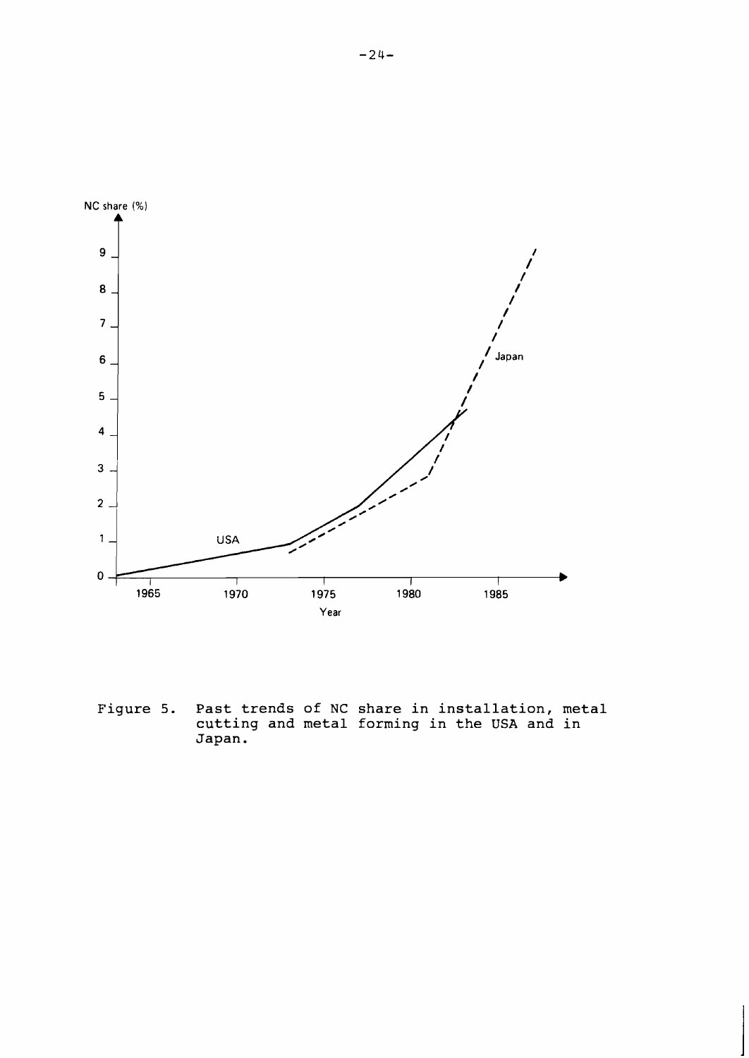Figure 5. Past trends of NC share in installation, metal cutting and metal forming in the USA and in Japan.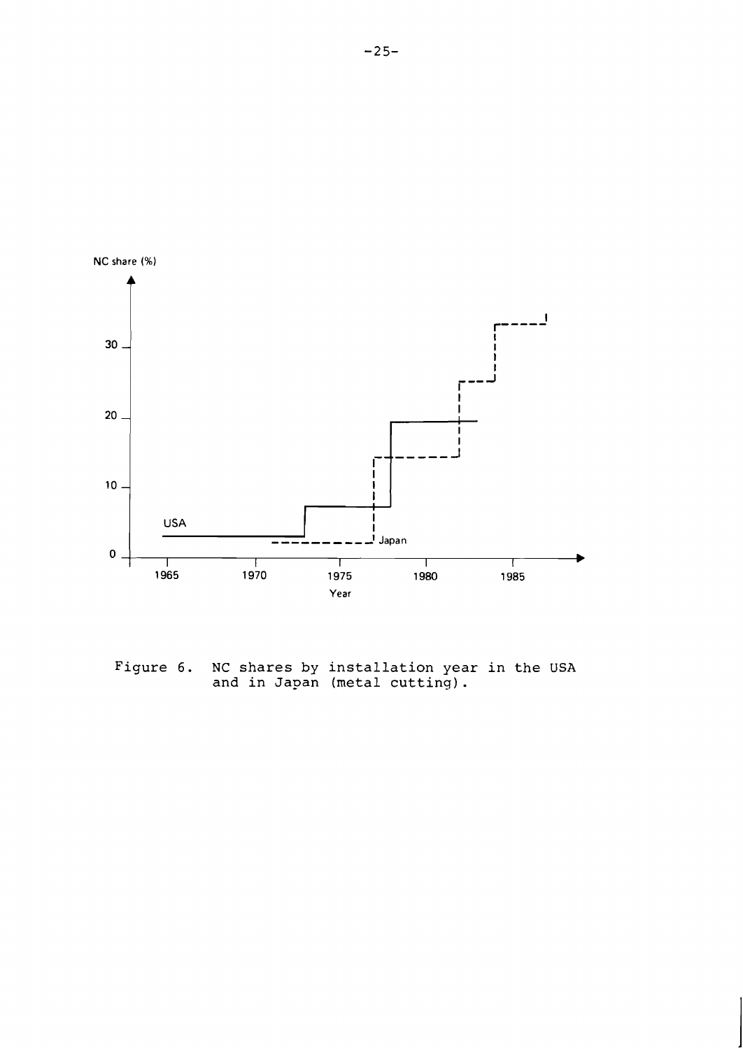Figure 6. NC shares by installation year in the USA and in Japan (metal cutting).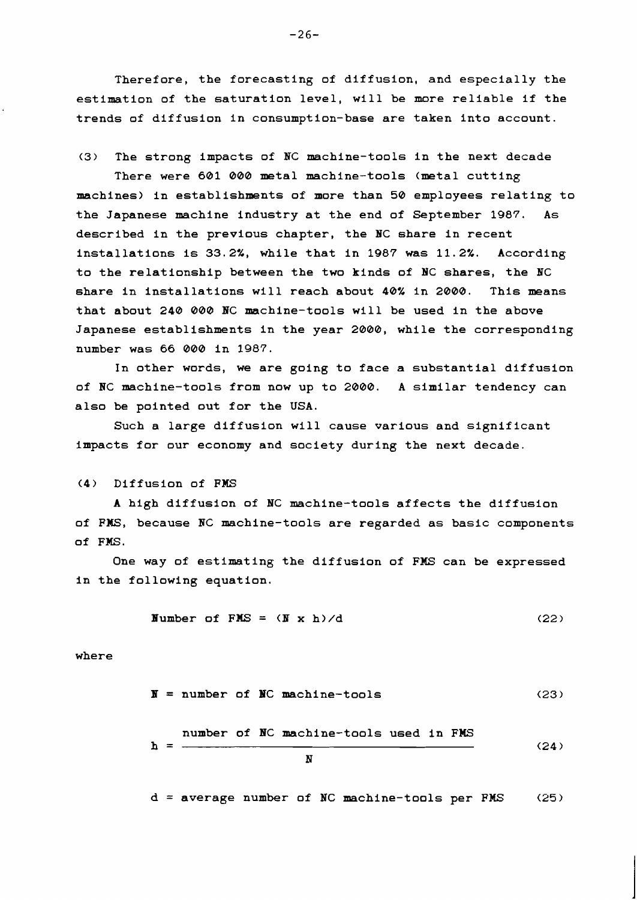Therefore, the forecasting of diffusion, and especially the estimation of the saturation level, will be more reliable if the trends of diffusion in consumption-base are taken into account.

(3) The strong impacts of NC machine-tools in the next decade

There were 601 000 metal machine-tools (metal cutting machines) in establishments of more than 50 employees relating to the Japanese machine industry at the end of September 1987. As described in the previous chapter, the NC share in recent installations is 33.2%, while that in 1987 was 11.2%. According to the relationship between the two kinds of NC shares, the NC share in installations will reach about 40% in 2000. This means that about 240 000 NC machine-tools will be used in the above Japanese establishments in the year 2000, while the corresponding number was 66 000 in 1987.

In other words, we are going to face a substantial diffusion of NC machine-tools from now up to 2000. A similar tendency can also be pointed out for the USA.

Such a large diffusion will cause various and significant impacts for our economy and society during the next decade.

(4) Diffusion of FMS

A high diffusion of NC machine-tools affects the diffusion of FMS, because NC machine-tools are regarded as basic components of FMS.

One way of estimating the diffusion of FMS can be expressed in the following equation.

$$\text{Number of FMS} = (N \times h)/d \qquad (22)$$

where

$$N = \text{number of NC machine-tools} \qquad (23)$$

$$h = \frac{\text{number of NC machine-tools used in FMS}}{N} \qquad (24)$$

$$d = \text{average number of NC machine-tools per FMS} \qquad (25)$$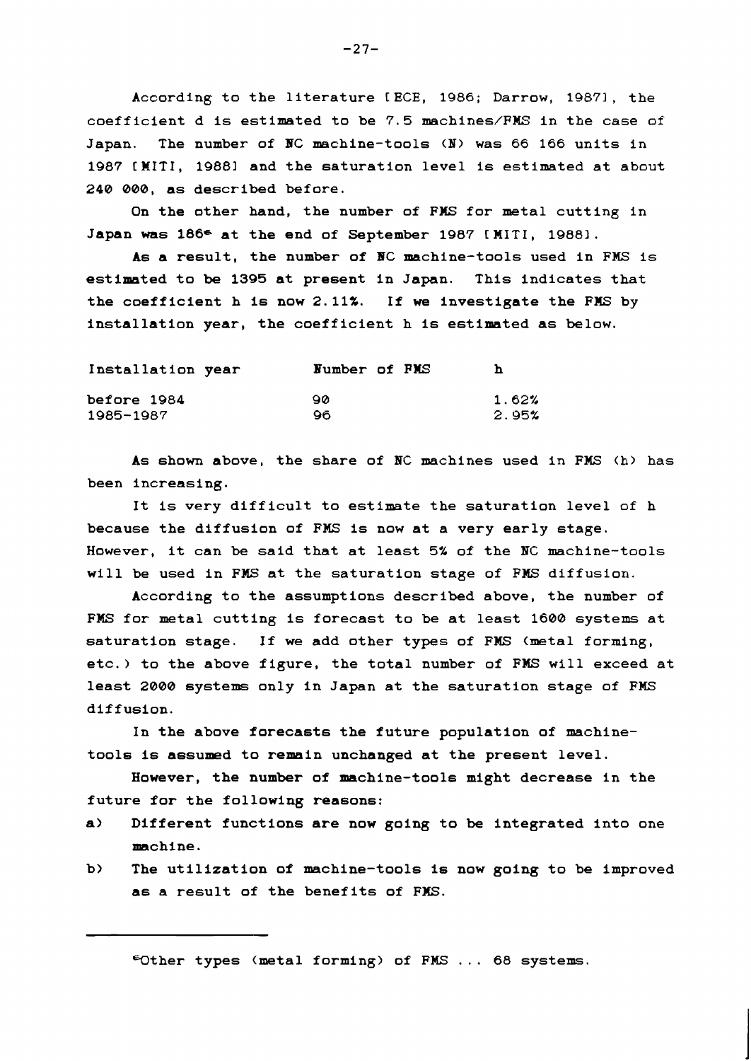According to the literature [ECE, 1986; Darrow, 1987], the coefficient d is estimated to be 7.5 machines/FMS in the case of Japan. The number of NC machine-tools (N) was 66 166 units in 1987 [MITI, 1988] and the saturation level is estimated at about 240 000, as described before.

On the other hand, the number of FMS for metal cutting in Japan was 186* at the end of September 1987 [MITI, 1988].

As a result, the number of NC machine-tools used in FMS is estimated to be 1395 at present in Japan. This indicates that the coefficient h is now 2.11%. If we investigate the FMS by installation year, the coefficient h is estimated as below.

| Installation year | Number of FMS | h |
|---|---|---|
| before 1984 | 90 | 1.62% |
| 1985–1987 | 96 | 2.95% |

As shown above, the share of NC machines used in FMS (h) has been increasing.

It is very difficult to estimate the saturation level of h because the diffusion of FMS is now at a very early stage. However, it can be said that at least 5% of the NC machine-tools will be used in FMS at the saturation stage of FMS diffusion.

According to the assumptions described above, the number of FMS for metal cutting is forecast to be at least 1600 systems at saturation stage. If we add other types of FMS (metal forming, etc.) to the above figure, the total number of FMS will exceed at least 2000 systems only in Japan at the saturation stage of FMS diffusion.

In the above forecasts the future population of machine-tools is assumed to remain unchanged at the present level.

However, the number of machine-tools might decrease in the future for the following reasons:

a) Different functions are now going to be integrated into one machine.
b) The utilization of machine-tools is now going to be improved as a result of the benefits of FMS.

---

*Other types (metal forming) of FMS ... 68 systems.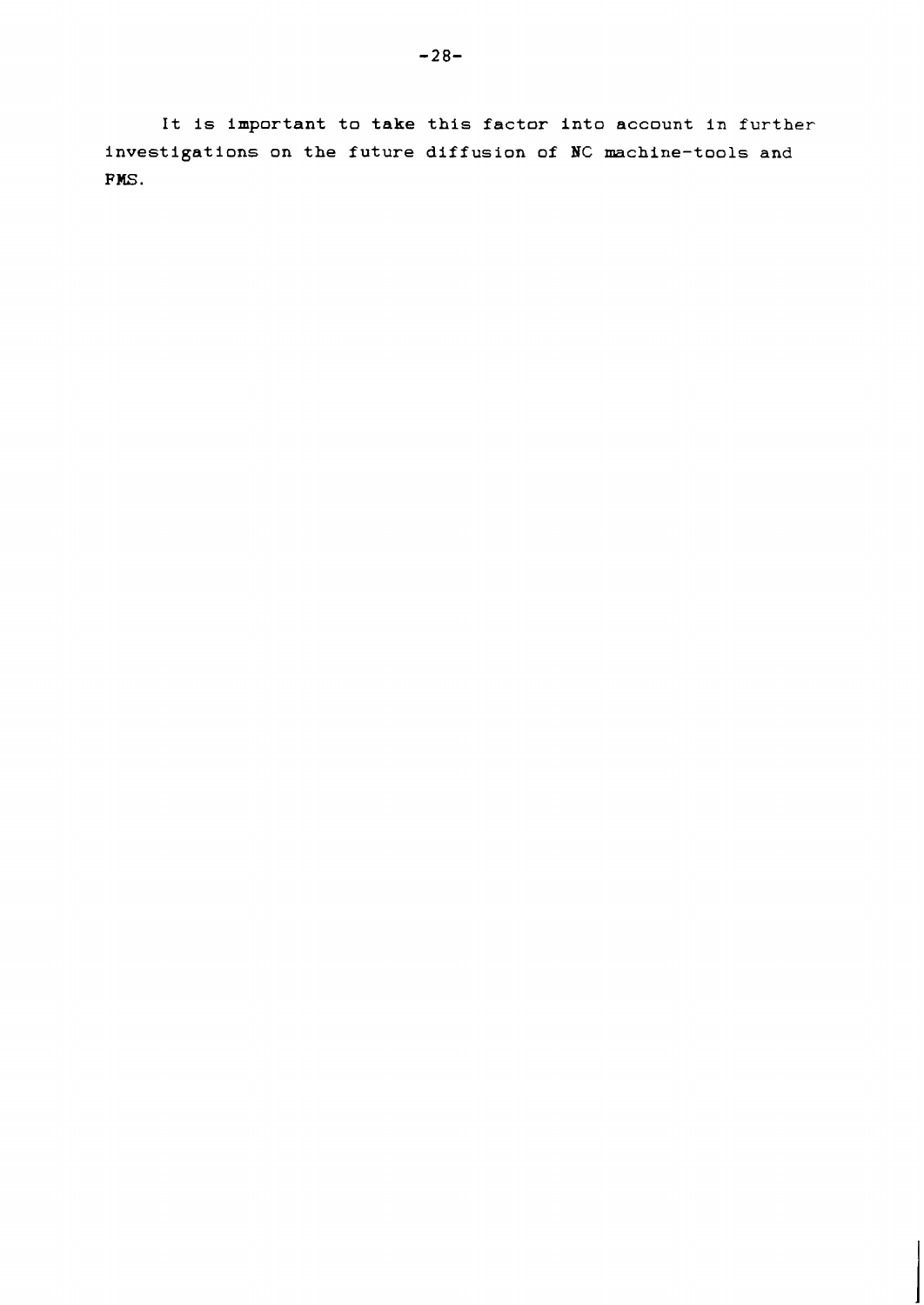It is important to take this factor into account in further investigations on the future diffusion of NC machine-tools and FMS.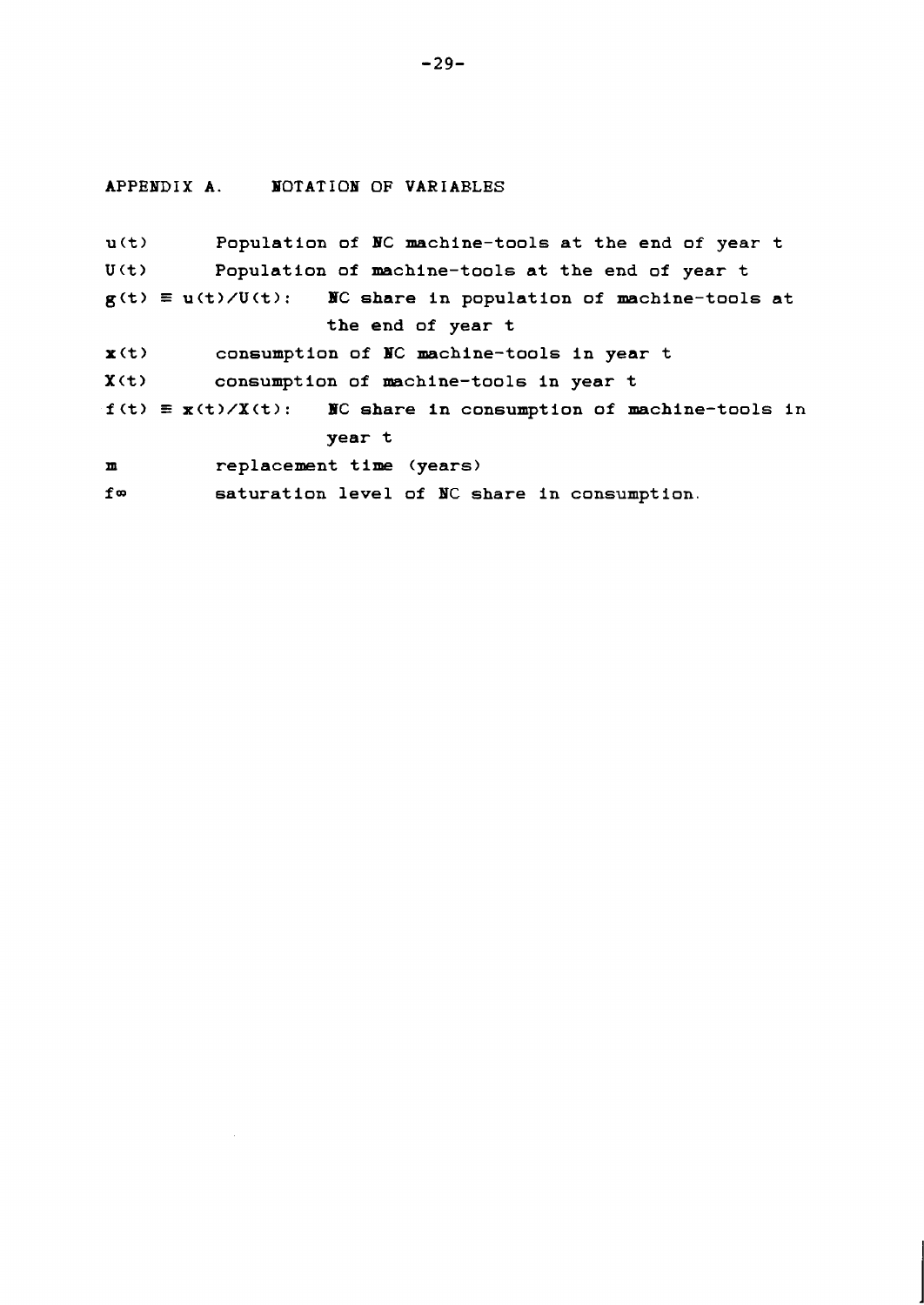## APPENDIX A. NOTATION OF VARIABLES

$u(t)$ Population of NC machine-tools at the end of year t

$U(t)$ Population of machine-tools at the end of year t

$g(t) \equiv u(t)/U(t)$: NC share in population of machine-tools at the end of year t

$x(t)$ consumption of NC machine-tools in year t

$X(t)$ consumption of machine-tools in year t

$f(t) \equiv x(t)/X(t)$: NC share in consumption of machine-tools in year t

$m$ replacement time (years)

$f_\infty$ saturation level of NC share in consumption.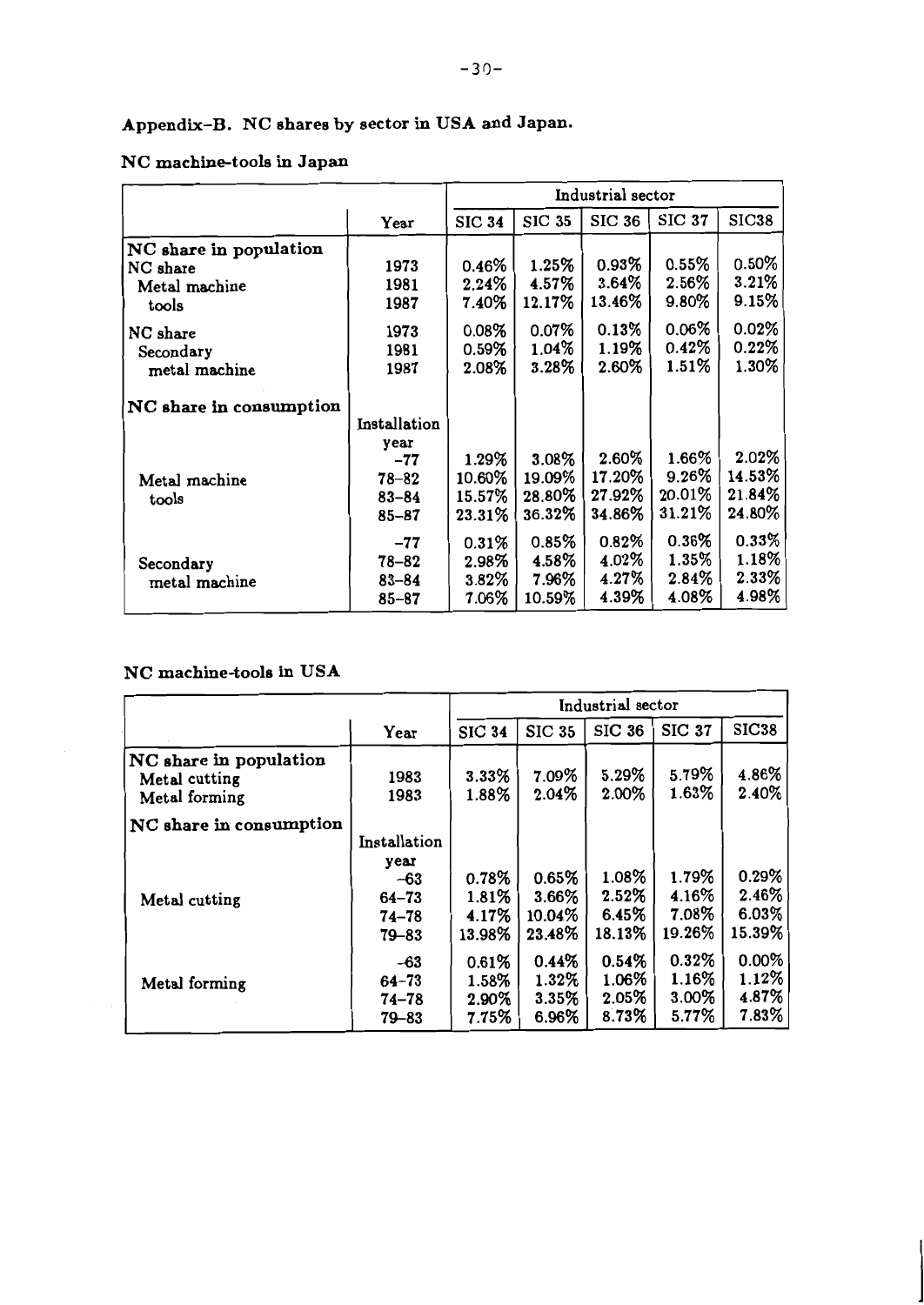## Appendix–B. NC shares by sector in USA and Japan.

### NC machine-tools in Japan

| | Year | Industrial sector | | | | |
|---|---|---|---|---|---|---|
| | | SIC 34 | SIC 35 | SIC 36 | SIC 37 | SIC38 |
| **NC share in population** | | | | | | |
| NC share | 1973 | 0.46% | 1.25% | 0.93% | 0.55% | 0.50% |
| Metal machine | 1981 | 2.24% | 4.57% | 3.64% | 2.56% | 3.21% |
| tools | 1987 | 7.40% | 12.17% | 13.46% | 9.80% | 9.15% |
| NC share | 1973 | 0.08% | 0.07% | 0.13% | 0.06% | 0.02% |
| Secondary | 1981 | 0.59% | 1.04% | 1.19% | 0.42% | 0.22% |
| metal machine | 1987 | 2.08% | 3.28% | 2.60% | 1.51% | 1.30% |
| **NC share in consumption** | Installation year | | | | | |
| | –77 | 1.29% | 3.08% | 2.60% | 1.66% | 2.02% |
| Metal machine | 78–82 | 10.60% | 19.09% | 17.20% | 9.26% | 14.53% |
| tools | 83–84 | 15.57% | 28.80% | 27.92% | 20.01% | 21.84% |
| | 85–87 | 23.31% | 36.32% | 34.86% | 31.21% | 24.80% |
| | –77 | 0.31% | 0.85% | 0.82% | 0.36% | 0.33% |
| Secondary | 78–82 | 2.98% | 4.58% | 4.02% | 1.35% | 1.18% |
| metal machine | 83–84 | 3.82% | 7.96% | 4.27% | 2.84% | 2.33% |
| | 85–87 | 7.06% | 10.59% | 4.39% | 4.08% | 4.98% |

### NC machine-tools in USA

| | Year | Industrial sector | | | | |
|---|---|---|---|---|---|---|
| | | SIC 34 | SIC 35 | SIC 36 | SIC 37 | SIC38 |
| **NC share in population** | | | | | | |
| Metal cutting | 1983 | 3.33% | 7.09% | 5.29% | 5.79% | 4.86% |
| Metal forming | 1983 | 1.88% | 2.04% | 2.00% | 1.63% | 2.40% |
| **NC share in consumption** | Installation year | | | | | |
| | –63 | 0.78% | 0.65% | 1.08% | 1.79% | 0.29% |
| Metal cutting | 64–73 | 1.81% | 3.66% | 2.52% | 4.16% | 2.46% |
| | 74–78 | 4.17% | 10.04% | 6.45% | 7.08% | 6.03% |
| | 79–83 | 13.98% | 23.48% | 18.13% | 19.26% | 15.39% |
| | –63 | 0.61% | 0.44% | 0.54% | 0.32% | 0.00% |
| Metal forming | 64–73 | 1.58% | 1.32% | 1.06% | 1.16% | 1.12% |
| | 74–78 | 2.90% | 3.35% | 2.05% | 3.00% | 4.87% |
| | 79–83 | 7.75% | 6.96% | 8.73% | 5.77% | 7.83% |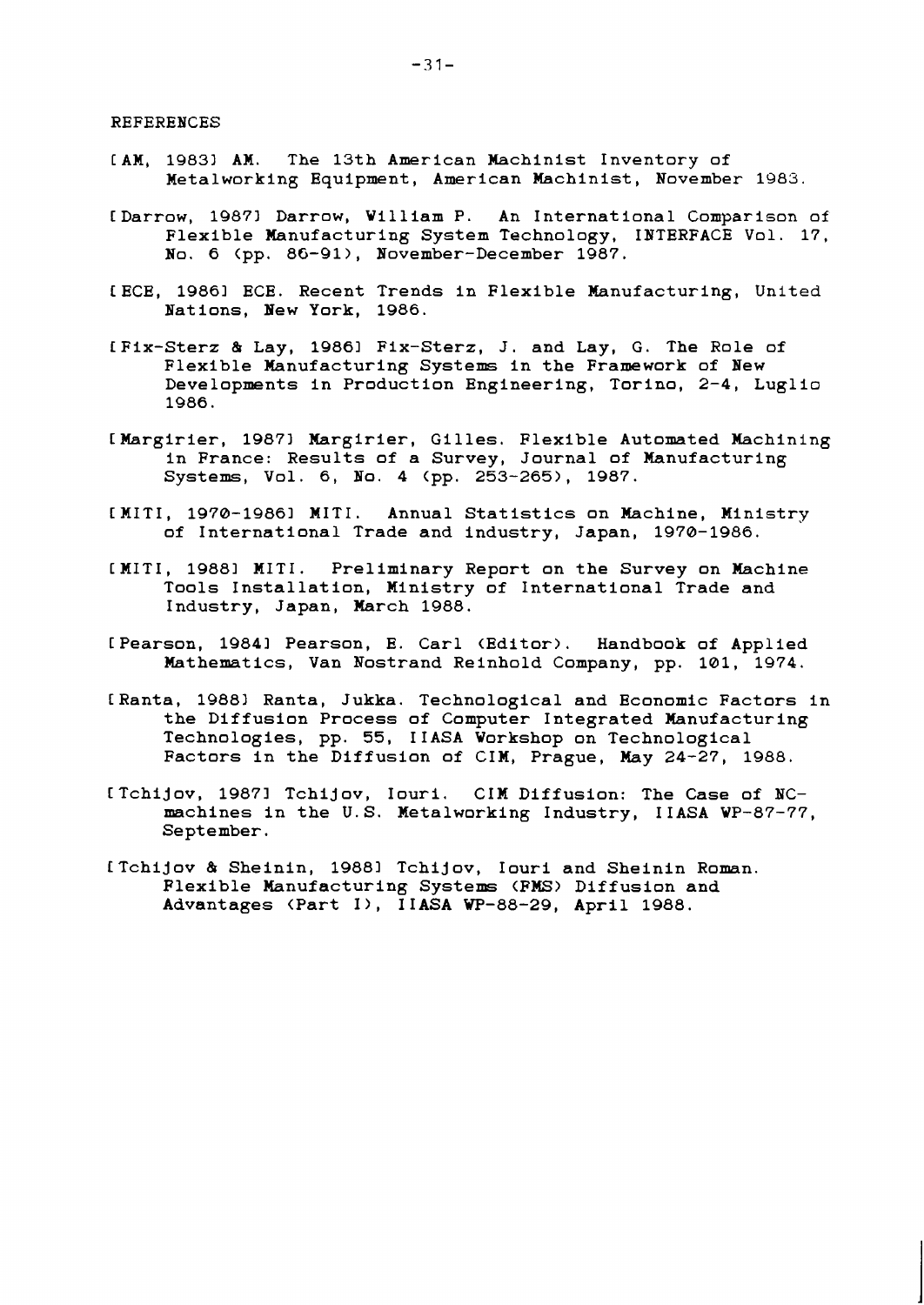REFERENCES

[AM, 1983] AM. The 13th American Machinist Inventory of Metalworking Equipment, American Machinist, November 1983.

[Darrow, 1987] Darrow, William P. An International Comparison of Flexible Manufacturing System Technology, INTERFACE Vol. 17, No. 6 (pp. 86-91), November-December 1987.

[ECE, 1986] ECE. Recent Trends in Flexible Manufacturing, United Nations, New York, 1986.

[Fix-Sterz & Lay, 1986] Fix-Sterz, J. and Lay, G. The Role of Flexible Manufacturing Systems in the Framework of New Developments in Production Engineering, Torino, 2-4, Luglio 1986.

[Margirier, 1987] Margirier, Gilles. Flexible Automated Machining in France: Results of a Survey, Journal of Manufacturing Systems, Vol. 6, No. 4 (pp. 253-265), 1987.

[MITI, 1970-1986] MITI. Annual Statistics on Machine, Ministry of International Trade and industry, Japan, 1970-1986.

[MITI, 1988] MITI. Preliminary Report on the Survey on Machine Tools Installation, Ministry of International Trade and Industry, Japan, March 1988.

[Pearson, 1984] Pearson, E. Carl (Editor). Handbook of Applied Mathematics, Van Nostrand Reinhold Company, pp. 101, 1974.

[Ranta, 1988] Ranta, Jukka. Technological and Economic Factors in the Diffusion Process of Computer Integrated Manufacturing Technologies, pp. 55, IIASA Workshop on Technological Factors in the Diffusion of CIM, Prague, May 24-27, 1988.

[Tchijov, 1987] Tchijov, Iouri. CIM Diffusion: The Case of NC-machines in the U.S. Metalworking Industry, IIASA WP-87-77, September.

[Tchijov & Sheinin, 1988] Tchijov, Iouri and Sheinin Roman. Flexible Manufacturing Systems (FMS) Diffusion and Advantages (Part I), IIASA WP-88-29, April 1988.